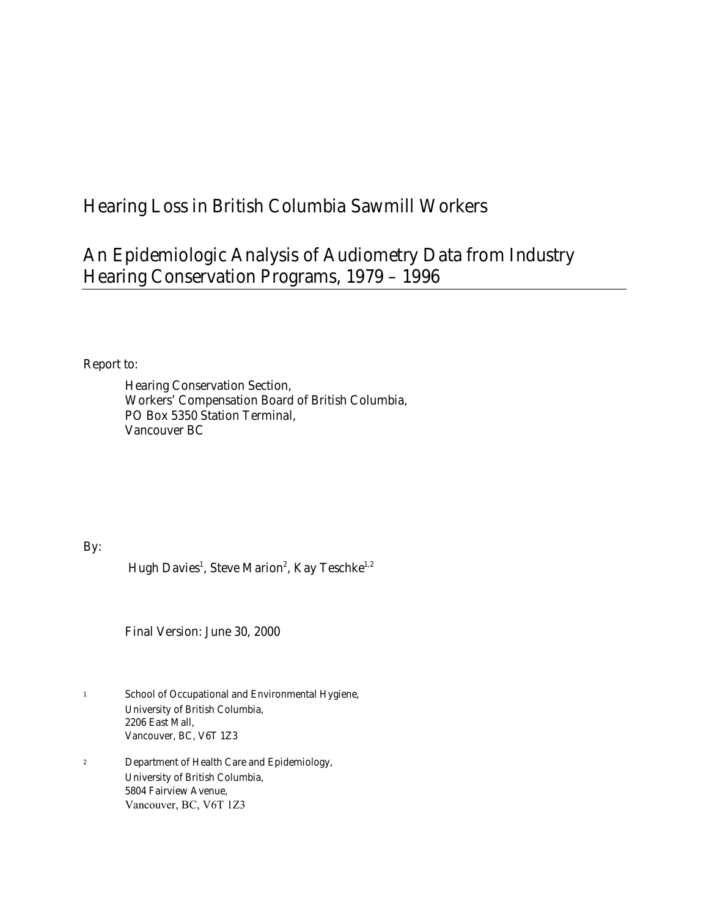# Hearing Loss in British Columbia Sawmill Workers

## An Epidemiologic Analysis of Audiometry Data from Industry Hearing Conservation Programs, 1979 – 1996

Report to:

Hearing Conservation Section,
Workers' Compensation Board of British Columbia,
PO Box 5350 Station Terminal,
Vancouver BC

By:

Hugh Davies[1], Steve Marion[2], Kay Teschke[1,2]

Final Version: June 30, 2000

[1] School of Occupational and Environmental Hygiene,
University of British Columbia,
2206 East Mall,
Vancouver, BC, V6T 1Z3

[2] Department of Health Care and Epidemiology,
University of British Columbia,
5804 Fairview Avenue,
Vancouver, BC, V6T 1Z3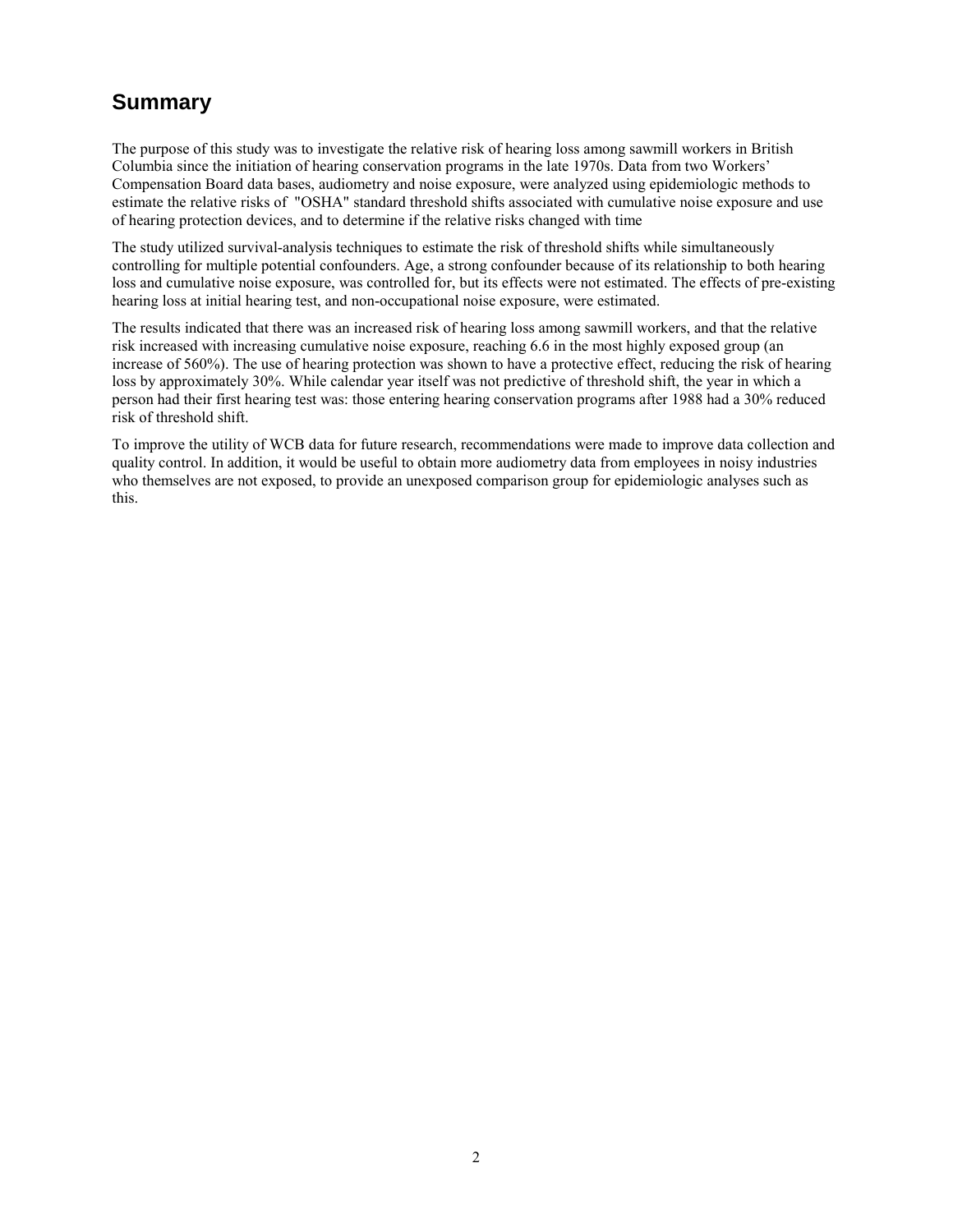## Summary

The purpose of this study was to investigate the relative risk of hearing loss among sawmill workers in British Columbia since the initiation of hearing conservation programs in the late 1970s. Data from two Workers' Compensation Board data bases, audiometry and noise exposure, were analyzed using epidemiologic methods to estimate the relative risks of "OSHA" standard threshold shifts associated with cumulative noise exposure and use of hearing protection devices, and to determine if the relative risks changed with time

The study utilized survival-analysis techniques to estimate the risk of threshold shifts while simultaneously controlling for multiple potential confounders. Age, a strong confounder because of its relationship to both hearing loss and cumulative noise exposure, was controlled for, but its effects were not estimated. The effects of pre-existing hearing loss at initial hearing test, and non-occupational noise exposure, were estimated.

The results indicated that there was an increased risk of hearing loss among sawmill workers, and that the relative risk increased with increasing cumulative noise exposure, reaching 6.6 in the most highly exposed group (an increase of 560%). The use of hearing protection was shown to have a protective effect, reducing the risk of hearing loss by approximately 30%. While calendar year itself was not predictive of threshold shift, the year in which a person had their first hearing test was: those entering hearing conservation programs after 1988 had a 30% reduced risk of threshold shift.

To improve the utility of WCB data for future research, recommendations were made to improve data collection and quality control. In addition, it would be useful to obtain more audiometry data from employees in noisy industries who themselves are not exposed, to provide an unexposed comparison group for epidemiologic analyses such as this.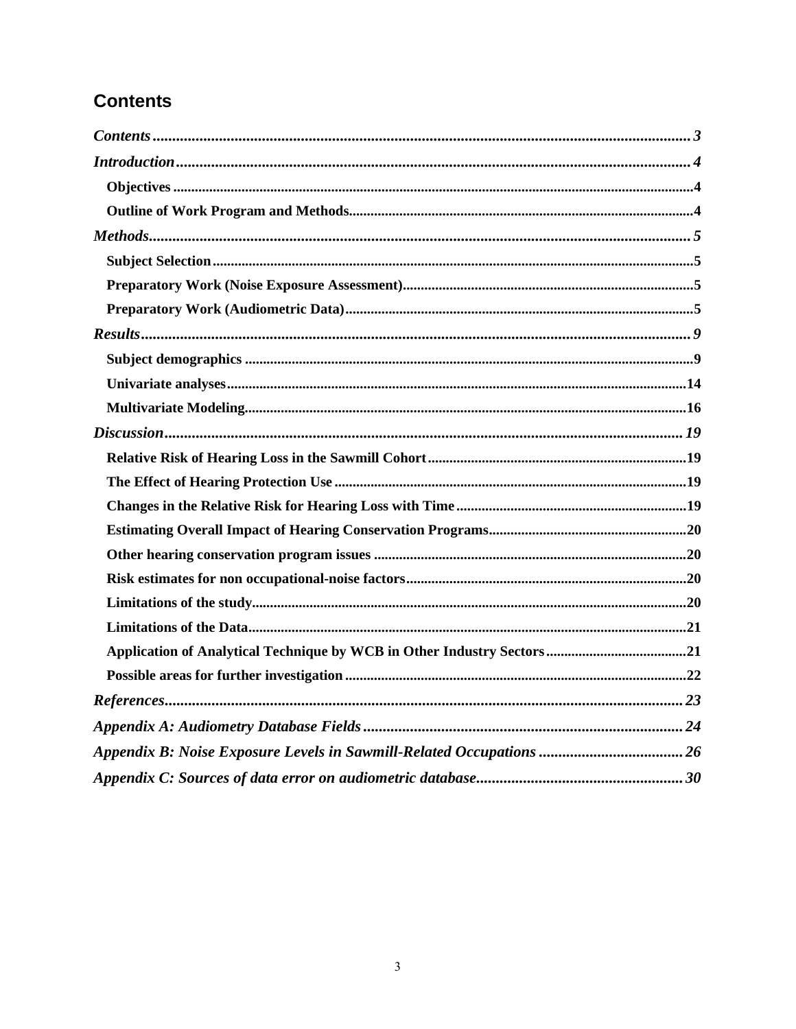# Contents

*Contents* ........................................................................................................................ 3

*Introduction* ................................................................................................................... 4

**Objectives** ....................................................................................................................... 4

**Outline of Work Program and Methods** ................................................................................ 4

*Methods* ......................................................................................................................... 5

**Subject Selection** ................................................................................................................ 5

**Preparatory Work (Noise Exposure Assessment)** ................................................................. 5

**Preparatory Work (Audiometric Data)** ................................................................................ 5

*Results* ........................................................................................................................... 9

**Subject demographics** .......................................................................................................... 9

**Univariate analyses** ........................................................................................................... 14

**Multivariate Modeling** ........................................................................................................ 16

*Discussion* ..................................................................................................................... 19

**Relative Risk of Hearing Loss in the Sawmill Cohort** ........................................................ 19

**The Effect of Hearing Protection Use** .................................................................................. 19

**Changes in the Relative Risk for Hearing Loss with Time** ................................................ 19

**Estimating Overall Impact of Hearing Conservation Programs** ........................................ 20

**Other hearing conservation program issues** ....................................................................... 20

**Risk estimates for non occupational-noise factors** ............................................................. 20

**Limitations of the study** ...................................................................................................... 20

**Limitations of the Data** ...................................................................................................... 21

**Application of Analytical Technique by WCB in Other Industry Sectors** ....................... 21

**Possible areas for further investigation** ............................................................................... 22

*References* .................................................................................................................... 23

*Appendix A: Audiometry Database Fields* ..................................................................... 24

*Appendix B: Noise Exposure Levels in Sawmill-Related Occupations* ......................... 26

*Appendix C: Sources of data error on audiometric database* ........................................ 30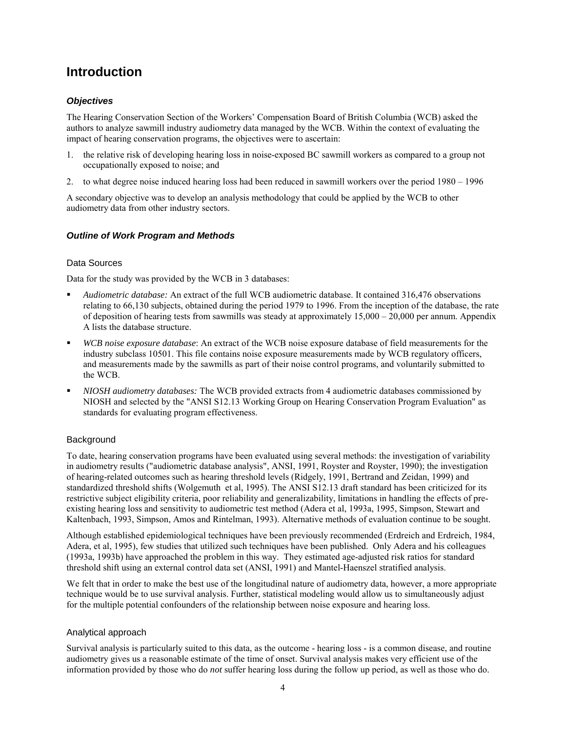# Introduction

## *Objectives*

The Hearing Conservation Section of the Workers' Compensation Board of British Columbia (WCB) asked the authors to analyze sawmill industry audiometry data managed by the WCB. Within the context of evaluating the impact of hearing conservation programs, the objectives were to ascertain:

1. the relative risk of developing hearing loss in noise-exposed BC sawmill workers as compared to a group not occupationally exposed to noise; and
2. to what degree noise induced hearing loss had been reduced in sawmill workers over the period 1980 – 1996

A secondary objective was to develop an analysis methodology that could be applied by the WCB to other audiometry data from other industry sectors.

## *Outline of Work Program and Methods*

### Data Sources

Data for the study was provided by the WCB in 3 databases:

- *Audiometric database:* An extract of the full WCB audiometric database. It contained 316,476 observations relating to 66,130 subjects, obtained during the period 1979 to 1996. From the inception of the database, the rate of deposition of hearing tests from sawmills was steady at approximately 15,000 – 20,000 per annum. Appendix A lists the database structure.
- *WCB noise exposure database*: An extract of the WCB noise exposure database of field measurements for the industry subclass 10501. This file contains noise exposure measurements made by WCB regulatory officers, and measurements made by the sawmills as part of their noise control programs, and voluntarily submitted to the WCB.
- *NIOSH audiometry databases:* The WCB provided extracts from 4 audiometric databases commissioned by NIOSH and selected by the "ANSI S12.13 Working Group on Hearing Conservation Program Evaluation" as standards for evaluating program effectiveness.

### Background

To date, hearing conservation programs have been evaluated using several methods: the investigation of variability in audiometry results ("audiometric database analysis", ANSI, 1991, Royster and Royster, 1990); the investigation of hearing-related outcomes such as hearing threshold levels (Ridgely, 1991, Bertrand and Zeidan, 1999) and standardized threshold shifts (Wolgemuth et al, 1995). The ANSI S12.13 draft standard has been criticized for its restrictive subject eligibility criteria, poor reliability and generalizability, limitations in handling the effects of pre-existing hearing loss and sensitivity to audiometric test method (Adera et al, 1993a, 1995, Simpson, Stewart and Kaltenbach, 1993, Simpson, Amos and Rintelman, 1993). Alternative methods of evaluation continue to be sought.

Although established epidemiological techniques have been previously recommended (Erdreich and Erdreich, 1984, Adera, et al, 1995), few studies that utilized such techniques have been published. Only Adera and his colleagues (1993a, 1993b) have approached the problem in this way. They estimated age-adjusted risk ratios for standard threshold shift using an external control data set (ANSI, 1991) and Mantel-Haenszel stratified analysis.

We felt that in order to make the best use of the longitudinal nature of audiometry data, however, a more appropriate technique would be to use survival analysis. Further, statistical modeling would allow us to simultaneously adjust for the multiple potential confounders of the relationship between noise exposure and hearing loss.

### Analytical approach

Survival analysis is particularly suited to this data, as the outcome - hearing loss - is a common disease, and routine audiometry gives us a reasonable estimate of the time of onset. Survival analysis makes very efficient use of the information provided by those who do *not* suffer hearing loss during the follow up period, as well as those who do.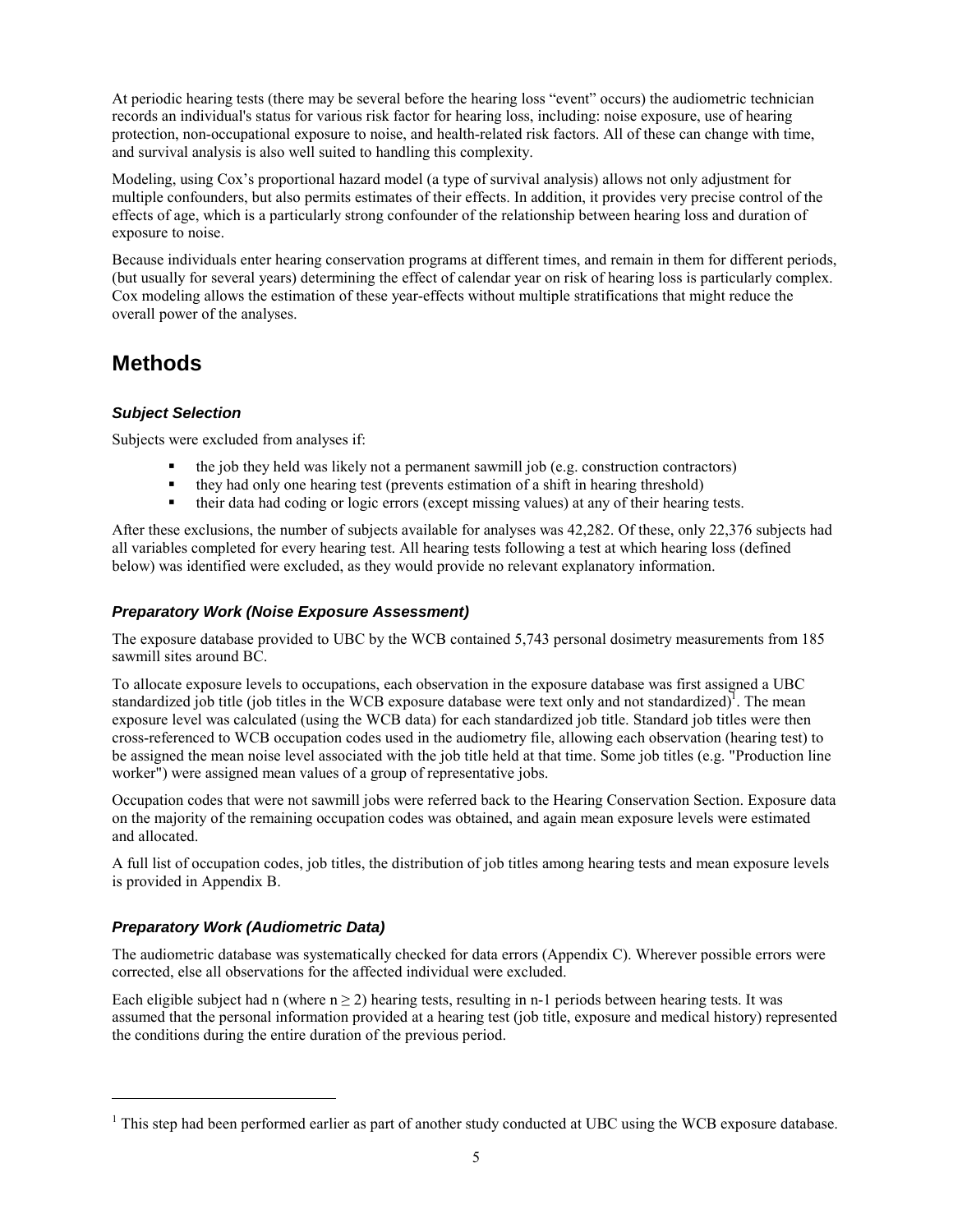At periodic hearing tests (there may be several before the hearing loss "event" occurs) the audiometric technician records an individual's status for various risk factor for hearing loss, including: noise exposure, use of hearing protection, non-occupational exposure to noise, and health-related risk factors. All of these can change with time, and survival analysis is also well suited to handling this complexity.

Modeling, using Cox's proportional hazard model (a type of survival analysis) allows not only adjustment for multiple confounders, but also permits estimates of their effects. In addition, it provides very precise control of the effects of age, which is a particularly strong confounder of the relationship between hearing loss and duration of exposure to noise.

Because individuals enter hearing conservation programs at different times, and remain in them for different periods, (but usually for several years) determining the effect of calendar year on risk of hearing loss is particularly complex. Cox modeling allows the estimation of these year-effects without multiple stratifications that might reduce the overall power of the analyses.

# Methods

### *Subject Selection*

Subjects were excluded from analyses if:

- the job they held was likely not a permanent sawmill job (e.g. construction contractors)
- they had only one hearing test (prevents estimation of a shift in hearing threshold)
- their data had coding or logic errors (except missing values) at any of their hearing tests.

After these exclusions, the number of subjects available for analyses was 42,282. Of these, only 22,376 subjects had all variables completed for every hearing test. All hearing tests following a test at which hearing loss (defined below) was identified were excluded, as they would provide no relevant explanatory information.

### *Preparatory Work (Noise Exposure Assessment)*

The exposure database provided to UBC by the WCB contained 5,743 personal dosimetry measurements from 185 sawmill sites around BC.

To allocate exposure levels to occupations, each observation in the exposure database was first assigned a UBC standardized job title (job titles in the WCB exposure database were text only and not standardized)[1]. The mean exposure level was calculated (using the WCB data) for each standardized job title. Standard job titles were then cross-referenced to WCB occupation codes used in the audiometry file, allowing each observation (hearing test) to be assigned the mean noise level associated with the job title held at that time. Some job titles (e.g. "Production line worker") were assigned mean values of a group of representative jobs.

Occupation codes that were not sawmill jobs were referred back to the Hearing Conservation Section. Exposure data on the majority of the remaining occupation codes was obtained, and again mean exposure levels were estimated and allocated.

A full list of occupation codes, job titles, the distribution of job titles among hearing tests and mean exposure levels is provided in Appendix B.

### *Preparatory Work (Audiometric Data)*

The audiometric database was systematically checked for data errors (Appendix C). Wherever possible errors were corrected, else all observations for the affected individual were excluded.

Each eligible subject had n (where $n \geq 2$) hearing tests, resulting in n-1 periods between hearing tests. It was assumed that the personal information provided at a hearing test (job title, exposure and medical history) represented the conditions during the entire duration of the previous period.

---

[1] This step had been performed earlier as part of another study conducted at UBC using the WCB exposure database.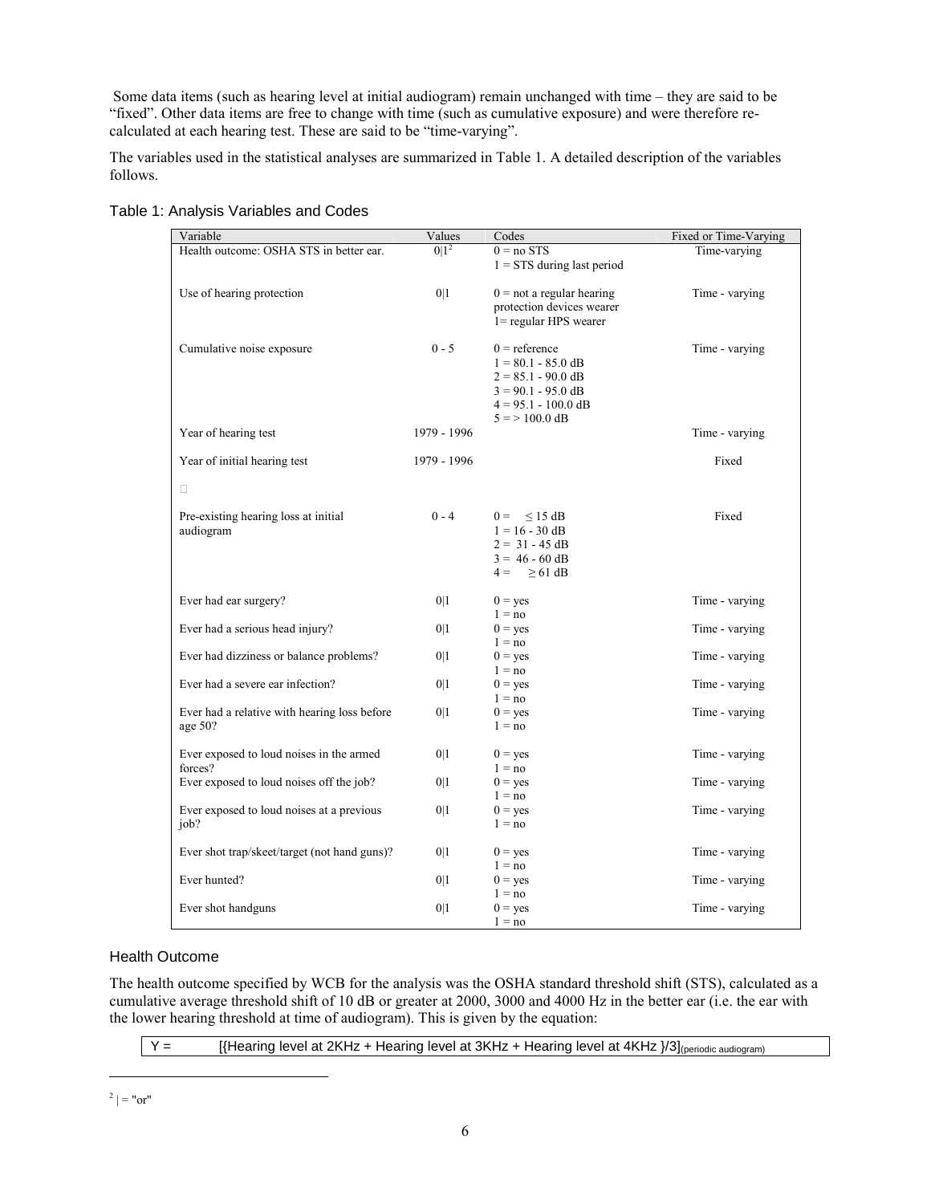Some data items (such as hearing level at initial audiogram) remain unchanged with time – they are said to be "fixed". Other data items are free to change with time (such as cumulative exposure) and were therefore re-calculated at each hearing test. These are said to be "time-varying".

The variables used in the statistical analyses are summarized in Table 1. A detailed description of the variables follows.

Table 1: Analysis Variables and Codes

| Variable | Values | Codes | Fixed or Time-Varying |
|---|---|---|---|
| Health outcome: OSHA STS in better ear. | 0\|1[2] | 0 = no STS<br>1 = STS during last period | Time-varying |
| Use of hearing protection | 0\|1 | 0 = not a regular hearing protection devices wearer<br>1= regular HPS wearer | Time - varying |
| Cumulative noise exposure | 0 - 5 | 0 = reference<br>1 = 80.1 - 85.0 dB<br>2 = 85.1 - 90.0 dB<br>3 = 90.1 - 95.0 dB<br>4 = 95.1 - 100.0 dB<br>5 = > 100.0 dB | Time - varying |
| Year of hearing test | 1979 - 1996 | | Time - varying |
| Year of initial hearing test | 1979 - 1996 | | Fixed |
| | | | |
| Pre-existing hearing loss at initial audiogram | 0 - 4 | 0 = ≤ 15 dB<br>1 = 16 - 30 dB<br>2 = 31 - 45 dB<br>3 = 46 - 60 dB<br>4 = ≥ 61 dB | Fixed |
| Ever had ear surgery? | 0\|1 | 0 = yes<br>1 = no | Time - varying |
| Ever had a serious head injury? | 0\|1 | 0 = yes<br>1 = no | Time - varying |
| Ever had dizziness or balance problems? | 0\|1 | 0 = yes<br>1 = no | Time - varying |
| Ever had a severe ear infection? | 0\|1 | 0 = yes<br>1 = no | Time - varying |
| Ever had a relative with hearing loss before age 50? | 0\|1 | 0 = yes<br>1 = no | Time - varying |
| Ever exposed to loud noises in the armed forces? | 0\|1 | 0 = yes<br>1 = no | Time - varying |
| Ever exposed to loud noises off the job? | 0\|1 | 0 = yes<br>1 = no | Time - varying |
| Ever exposed to loud noises at a previous job? | 0\|1 | 0 = yes<br>1 = no | Time - varying |
| Ever shot trap/skeet/target (not hand guns)? | 0\|1 | 0 = yes<br>1 = no | Time - varying |
| Ever hunted? | 0\|1 | 0 = yes<br>1 = no | Time - varying |
| Ever shot handguns | 0\|1 | 0 = yes<br>1 = no | Time - varying |

### Health Outcome

The health outcome specified by WCB for the analysis was the OSHA standard threshold shift (STS), calculated as a cumulative average threshold shift of 10 dB or greater at 2000, 3000 and 4000 Hz in the better ear (i.e. the ear with the lower hearing threshold at time of audiogram). This is given by the equation:

$$Y = [\{\text{Hearing level at 2KHz} + \text{Hearing level at 3KHz} + \text{Hearing level at 4KHz}\}/3]_{(\text{periodic audiogram})}$$

[2] | = "or"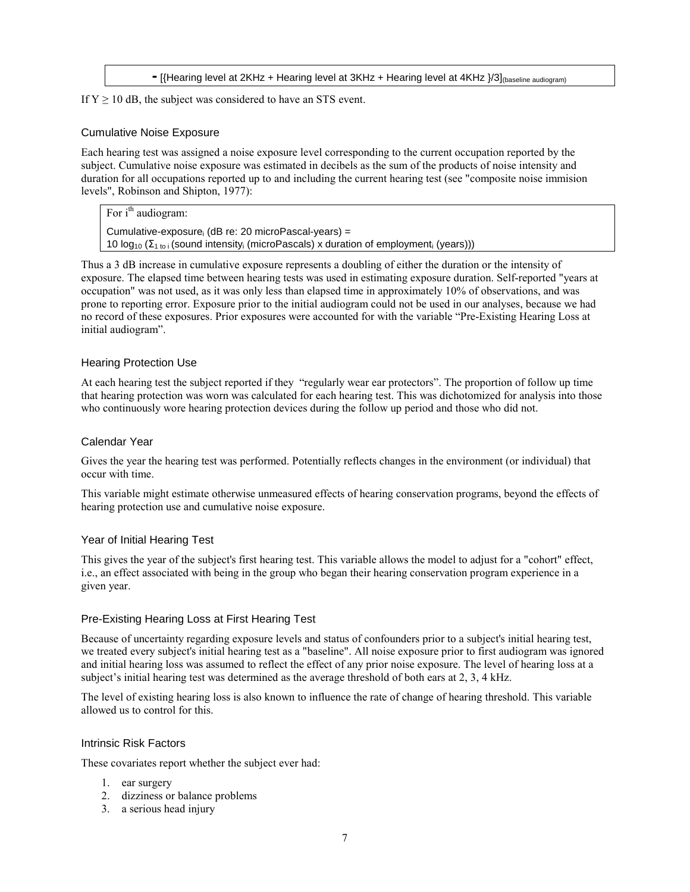$- [\{\text{Hearing level at 2KHz} + \text{Hearing level at 3KHz} + \text{Hearing level at 4KHz}\}/3]_{(\text{baseline audiogram})}$

If $Y \geq 10$ dB, the subject was considered to have an STS event.

### Cumulative Noise Exposure

Each hearing test was assigned a noise exposure level corresponding to the current occupation reported by the subject. Cumulative noise exposure was estimated in decibels as the sum of the products of noise intensity and duration for all occupations reported up to and including the current hearing test (see "composite noise immision levels", Robinson and Shipton, 1977):

For $i^{th}$ audiogram:

$$\text{Cumulative-exposure}_i \text{ (dB re: 20 microPascal-years)} = 10 \log_{10} \left(\Sigma_{1 \text{ to } i} \text{ (sound intensity}_i \text{ (microPascals)} \times \text{duration of employment}_i \text{ (years))}\right)$$

Thus a 3 dB increase in cumulative exposure represents a doubling of either the duration or the intensity of exposure. The elapsed time between hearing tests was used in estimating exposure duration. Self-reported "years at occupation" was not used, as it was only less than elapsed time in approximately 10% of observations, and was prone to reporting error. Exposure prior to the initial audiogram could not be used in our analyses, because we had no record of these exposures. Prior exposures were accounted for with the variable "Pre-Existing Hearing Loss at initial audiogram".

### Hearing Protection Use

At each hearing test the subject reported if they "regularly wear ear protectors". The proportion of follow up time that hearing protection was worn was calculated for each hearing test. This was dichotomized for analysis into those who continuously wore hearing protection devices during the follow up period and those who did not.

### Calendar Year

Gives the year the hearing test was performed. Potentially reflects changes in the environment (or individual) that occur with time.

This variable might estimate otherwise unmeasured effects of hearing conservation programs, beyond the effects of hearing protection use and cumulative noise exposure.

### Year of Initial Hearing Test

This gives the year of the subject's first hearing test. This variable allows the model to adjust for a "cohort" effect, i.e., an effect associated with being in the group who began their hearing conservation program experience in a given year.

### Pre-Existing Hearing Loss at First Hearing Test

Because of uncertainty regarding exposure levels and status of confounders prior to a subject's initial hearing test, we treated every subject's initial hearing test as a "baseline". All noise exposure prior to first audiogram was ignored and initial hearing loss was assumed to reflect the effect of any prior noise exposure. The level of hearing loss at a subject's initial hearing test was determined as the average threshold of both ears at 2, 3, 4 kHz.

The level of existing hearing loss is also known to influence the rate of change of hearing threshold. This variable allowed us to control for this.

### Intrinsic Risk Factors

These covariates report whether the subject ever had:

1. ear surgery
2. dizziness or balance problems
3. a serious head injury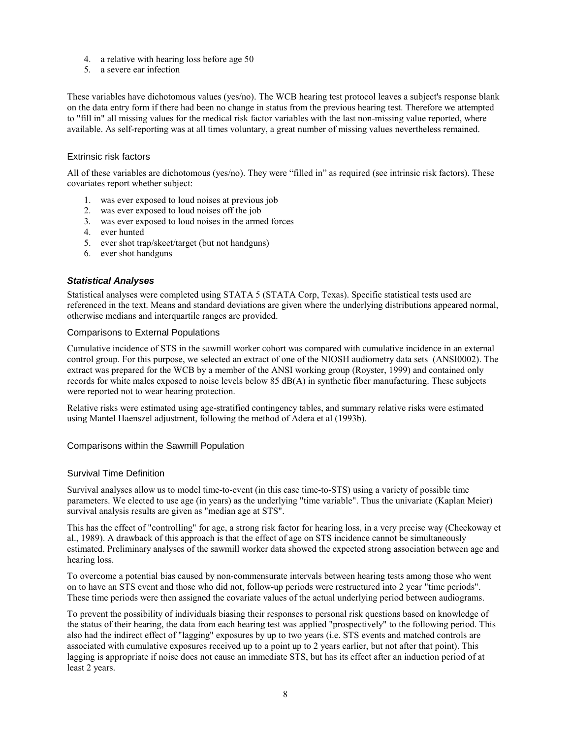4. a relative with hearing loss before age 50
5. a severe ear infection

These variables have dichotomous values (yes/no). The WCB hearing test protocol leaves a subject's response blank on the data entry form if there had been no change in status from the previous hearing test. Therefore we attempted to "fill in" all missing values for the medical risk factor variables with the last non-missing value reported, where available. As self-reporting was at all times voluntary, a great number of missing values nevertheless remained.

#### Extrinsic risk factors

All of these variables are dichotomous (yes/no). They were "filled in" as required (see intrinsic risk factors). These covariates report whether subject:

1. was ever exposed to loud noises at previous job
2. was ever exposed to loud noises off the job
3. was ever exposed to loud noises in the armed forces
4. ever hunted
5. ever shot trap/skeet/target (but not handguns)
6. ever shot handguns

### *Statistical Analyses*

Statistical analyses were completed using STATA 5 (STATA Corp, Texas). Specific statistical tests used are referenced in the text. Means and standard deviations are given where the underlying distributions appeared normal, otherwise medians and interquartile ranges are provided.

#### Comparisons to External Populations

Cumulative incidence of STS in the sawmill worker cohort was compared with cumulative incidence in an external control group. For this purpose, we selected an extract of one of the NIOSH audiometry data sets (ANSI0002). The extract was prepared for the WCB by a member of the ANSI working group (Royster, 1999) and contained only records for white males exposed to noise levels below 85 dB(A) in synthetic fiber manufacturing. These subjects were reported not to wear hearing protection.

Relative risks were estimated using age-stratified contingency tables, and summary relative risks were estimated using Mantel Haenszel adjustment, following the method of Adera et al (1993b).

#### Comparisons within the Sawmill Population

#### Survival Time Definition

Survival analyses allow us to model time-to-event (in this case time-to-STS) using a variety of possible time parameters. We elected to use age (in years) as the underlying "time variable". Thus the univariate (Kaplan Meier) survival analysis results are given as "median age at STS".

This has the effect of "controlling" for age, a strong risk factor for hearing loss, in a very precise way (Checkoway et al., 1989). A drawback of this approach is that the effect of age on STS incidence cannot be simultaneously estimated. Preliminary analyses of the sawmill worker data showed the expected strong association between age and hearing loss.

To overcome a potential bias caused by non-commensurate intervals between hearing tests among those who went on to have an STS event and those who did not, follow-up periods were restructured into 2 year "time periods". These time periods were then assigned the covariate values of the actual underlying period between audiograms.

To prevent the possibility of individuals biasing their responses to personal risk questions based on knowledge of the status of their hearing, the data from each hearing test was applied "prospectively" to the following period. This also had the indirect effect of "lagging" exposures by up to two years (i.e. STS events and matched controls are associated with cumulative exposures received up to a point up to 2 years earlier, but not after that point). This lagging is appropriate if noise does not cause an immediate STS, but has its effect after an induction period of at least 2 years.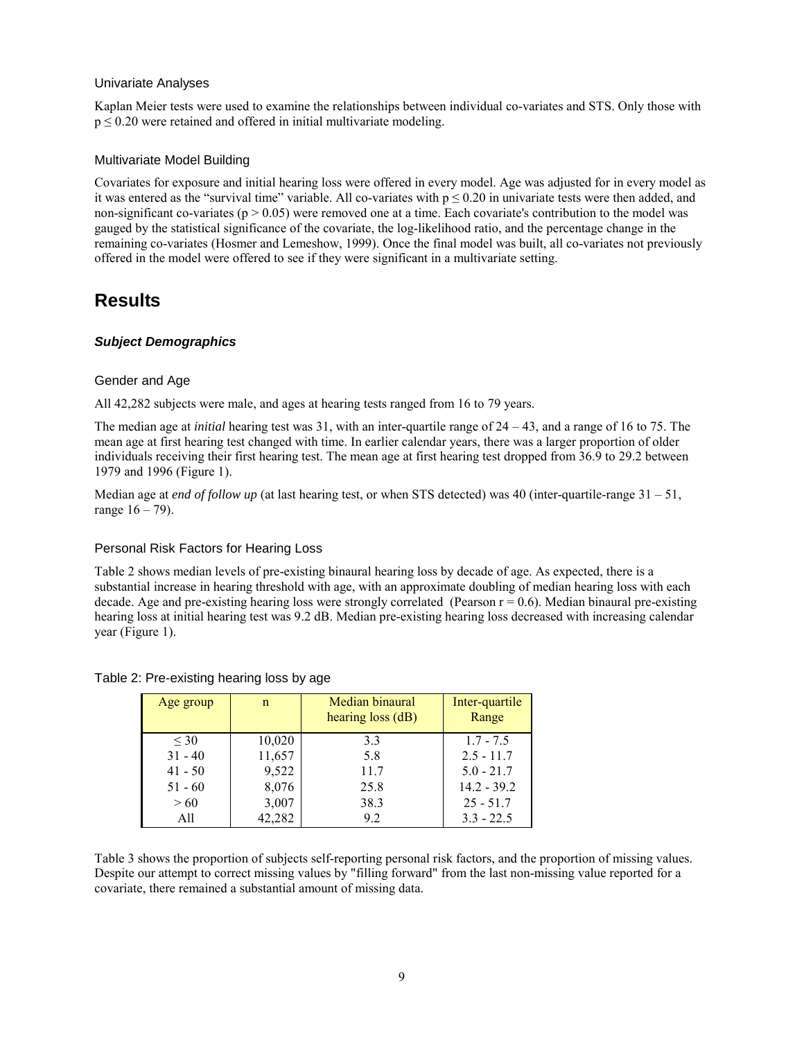### Univariate Analyses

Kaplan Meier tests were used to examine the relationships between individual co-variates and STS. Only those with $p \leq 0.20$ were retained and offered in initial multivariate modeling.

### Multivariate Model Building

Covariates for exposure and initial hearing loss were offered in every model. Age was adjusted for in every model as it was entered as the "survival time" variable. All co-variates with $p \leq 0.20$ in univariate tests were then added, and non-significant co-variates ($p > 0.05$) were removed one at a time. Each covariate's contribution to the model was gauged by the statistical significance of the covariate, the log-likelihood ratio, and the percentage change in the remaining co-variates (Hosmer and Lemeshow, 1999). Once the final model was built, all co-variates not previously offered in the model were offered to see if they were significant in a multivariate setting.

# Results

## *Subject Demographics*

### Gender and Age

All 42,282 subjects were male, and ages at hearing tests ranged from 16 to 79 years.

The median age at *initial* hearing test was 31, with an inter-quartile range of 24 – 43, and a range of 16 to 75. The mean age at first hearing test changed with time. In earlier calendar years, there was a larger proportion of older individuals receiving their first hearing test. The mean age at first hearing test dropped from 36.9 to 29.2 between 1979 and 1996 (Figure 1).

Median age at *end of follow up* (at last hearing test, or when STS detected) was 40 (inter-quartile-range 31 – 51, range 16 – 79).

### Personal Risk Factors for Hearing Loss

Table 2 shows median levels of pre-existing binaural hearing loss by decade of age. As expected, there is a substantial increase in hearing threshold with age, with an approximate doubling of median hearing loss with each decade. Age and pre-existing hearing loss were strongly correlated (Pearson $r = 0.6$). Median binaural pre-existing hearing loss at initial hearing test was 9.2 dB. Median pre-existing hearing loss decreased with increasing calendar year (Figure 1).

Table 2: Pre-existing hearing loss by age

| Age group | n | Median binaural hearing loss (dB) | Inter-quartile Range |
|---|---|---|---|
| ≤ 30 | 10,020 | 3.3 | 1.7 - 7.5 |
| 31 - 40 | 11,657 | 5.8 | 2.5 - 11.7 |
| 41 - 50 | 9,522 | 11.7 | 5.0 - 21.7 |
| 51 - 60 | 8,076 | 25.8 | 14.2 - 39.2 |
| > 60 | 3,007 | 38.3 | 25 - 51.7 |
| All | 42,282 | 9.2 | 3.3 - 22.5 |

Table 3 shows the proportion of subjects self-reporting personal risk factors, and the proportion of missing values. Despite our attempt to correct missing values by "filling forward" from the last non-missing value reported for a covariate, there remained a substantial amount of missing data.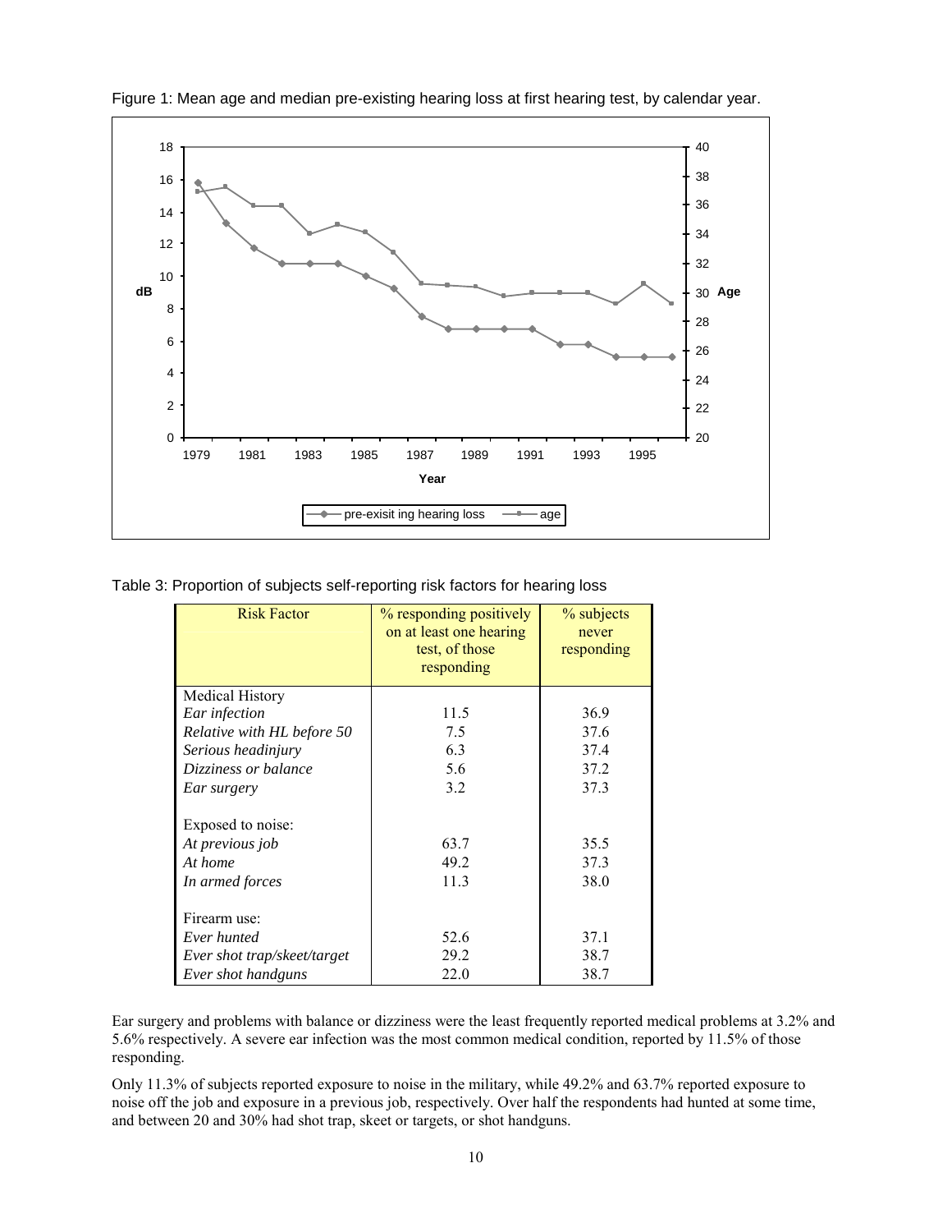Figure 1: Mean age and median pre-existing hearing loss at first hearing test, by calendar year.

Table 3: Proportion of subjects self-reporting risk factors for hearing loss

| Risk Factor | % responding positively on at least one hearing test, of those responding | % subjects never responding |
|---|---|---|
| Medical History | | |
| *Ear infection* | 11.5 | 36.9 |
| *Relative with HL before 50* | 7.5 | 37.6 |
| *Serious headinjury* | 6.3 | 37.4 |
| *Dizziness or balance* | 5.6 | 37.2 |
| *Ear surgery* | 3.2 | 37.3 |
| Exposed to noise: | | |
| *At previous job* | 63.7 | 35.5 |
| *At home* | 49.2 | 37.3 |
| *In armed forces* | 11.3 | 38.0 |
| Firearm use: | | |
| *Ever hunted* | 52.6 | 37.1 |
| *Ever shot trap/skeet/target* | 29.2 | 38.7 |
| *Ever shot handguns* | 22.0 | 38.7 |

Ear surgery and problems with balance or dizziness were the least frequently reported medical problems at 3.2% and 5.6% respectively. A severe ear infection was the most common medical condition, reported by 11.5% of those responding.

Only 11.3% of subjects reported exposure to noise in the military, while 49.2% and 63.7% reported exposure to noise off the job and exposure in a previous job, respectively. Over half the respondents had hunted at some time, and between 20 and 30% had shot trap, skeet or targets, or shot handguns.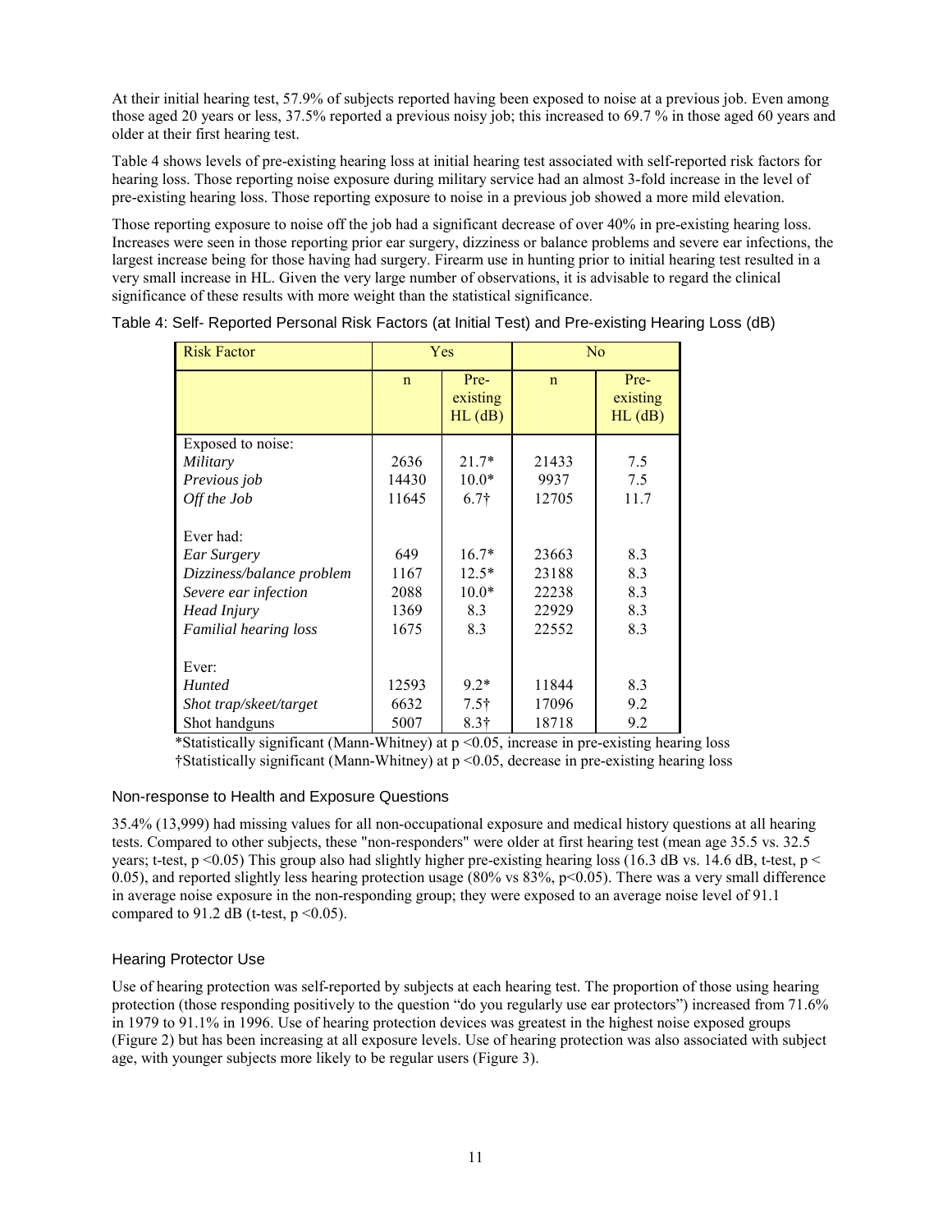At their initial hearing test, 57.9% of subjects reported having been exposed to noise at a previous job. Even among those aged 20 years or less, 37.5% reported a previous noisy job; this increased to 69.7 % in those aged 60 years and older at their first hearing test.

Table 4 shows levels of pre-existing hearing loss at initial hearing test associated with self-reported risk factors for hearing loss. Those reporting noise exposure during military service had an almost 3-fold increase in the level of pre-existing hearing loss. Those reporting exposure to noise in a previous job showed a more mild elevation.

Those reporting exposure to noise off the job had a significant decrease of over 40% in pre-existing hearing loss. Increases were seen in those reporting prior ear surgery, dizziness or balance problems and severe ear infections, the largest increase being for those having had surgery. Firearm use in hunting prior to initial hearing test resulted in a very small increase in HL. Given the very large number of observations, it is advisable to regard the clinical significance of these results with more weight than the statistical significance.

Table 4: Self- Reported Personal Risk Factors (at Initial Test) and Pre-existing Hearing Loss (dB)

| Risk Factor | Yes | | No | |
|---|---|---|---|---|
| | n | Pre-existing HL (dB) | n | Pre-existing HL (dB) |
| Exposed to noise: | | | | |
| *Military* | 2636 | 21.7* | 21433 | 7.5 |
| *Previous job* | 14430 | 10.0* | 9937 | 7.5 |
| *Off the Job* | 11645 | 6.7† | 12705 | 11.7 |
| Ever had: | | | | |
| *Ear Surgery* | 649 | 16.7* | 23663 | 8.3 |
| *Dizziness/balance problem* | 1167 | 12.5* | 23188 | 8.3 |
| *Severe ear infection* | 2088 | 10.0* | 22238 | 8.3 |
| *Head Injury* | 1369 | 8.3 | 22929 | 8.3 |
| *Familial hearing loss* | 1675 | 8.3 | 22552 | 8.3 |
| Ever: | | | | |
| *Hunted* | 12593 | 9.2* | 11844 | 8.3 |
| *Shot trap/skeet/target* | 6632 | 7.5† | 17096 | 9.2 |
| Shot handguns | 5007 | 8.3† | 18718 | 9.2 |

*Statistically significant (Mann-Whitney) at $p < 0.05$, increase in pre-existing hearing loss
†Statistically significant (Mann-Whitney) at $p < 0.05$, decrease in pre-existing hearing loss

### Non-response to Health and Exposure Questions

35.4% (13,999) had missing values for all non-occupational exposure and medical history questions at all hearing tests. Compared to other subjects, these "non-responders" were older at first hearing test (mean age 35.5 vs. 32.5 years; t-test, $p < 0.05$) This group also had slightly higher pre-existing hearing loss (16.3 dB vs. 14.6 dB, t-test, $p < 0.05$), and reported slightly less hearing protection usage (80% vs 83%, $p < 0.05$). There was a very small difference in average noise exposure in the non-responding group; they were exposed to an average noise level of 91.1 compared to 91.2 dB (t-test, $p < 0.05$).

### Hearing Protector Use

Use of hearing protection was self-reported by subjects at each hearing test. The proportion of those using hearing protection (those responding positively to the question "do you regularly use ear protectors") increased from 71.6% in 1979 to 91.1% in 1996. Use of hearing protection devices was greatest in the highest noise exposed groups (Figure 2) but has been increasing at all exposure levels. Use of hearing protection was also associated with subject age, with younger subjects more likely to be regular users (Figure 3).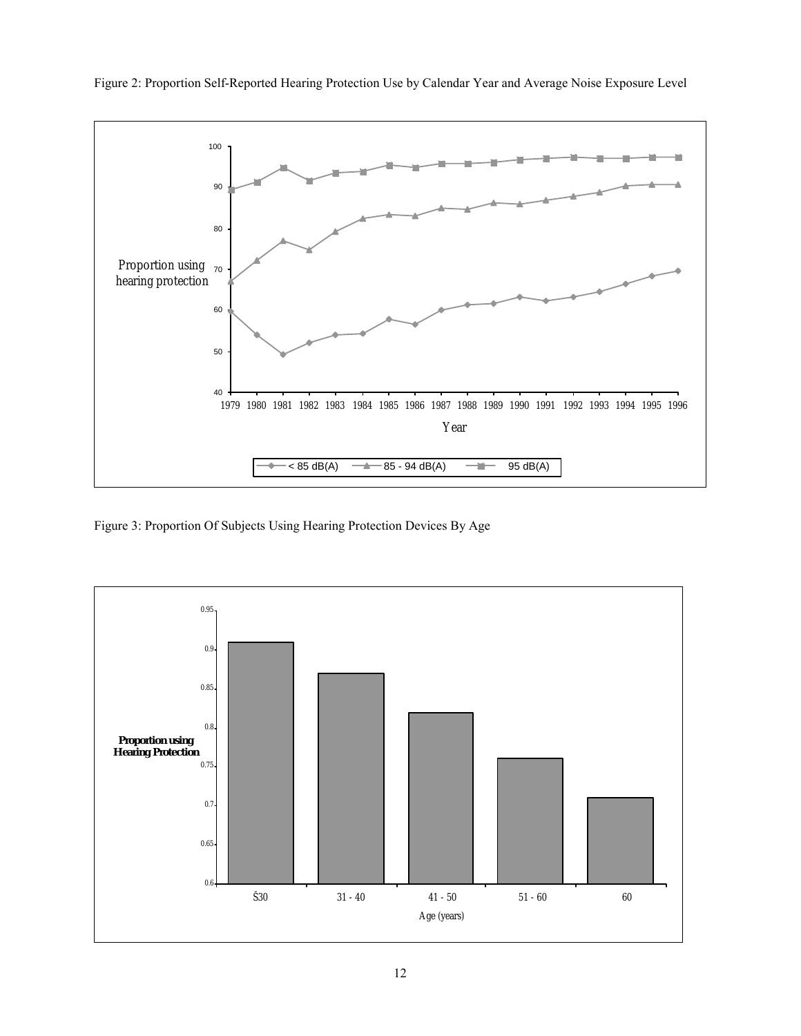Figure 2: Proportion Self-Reported Hearing Protection Use by Calendar Year and Average Noise Exposure Level

Figure 3: Proportion Of Subjects Using Hearing Protection Devices By Age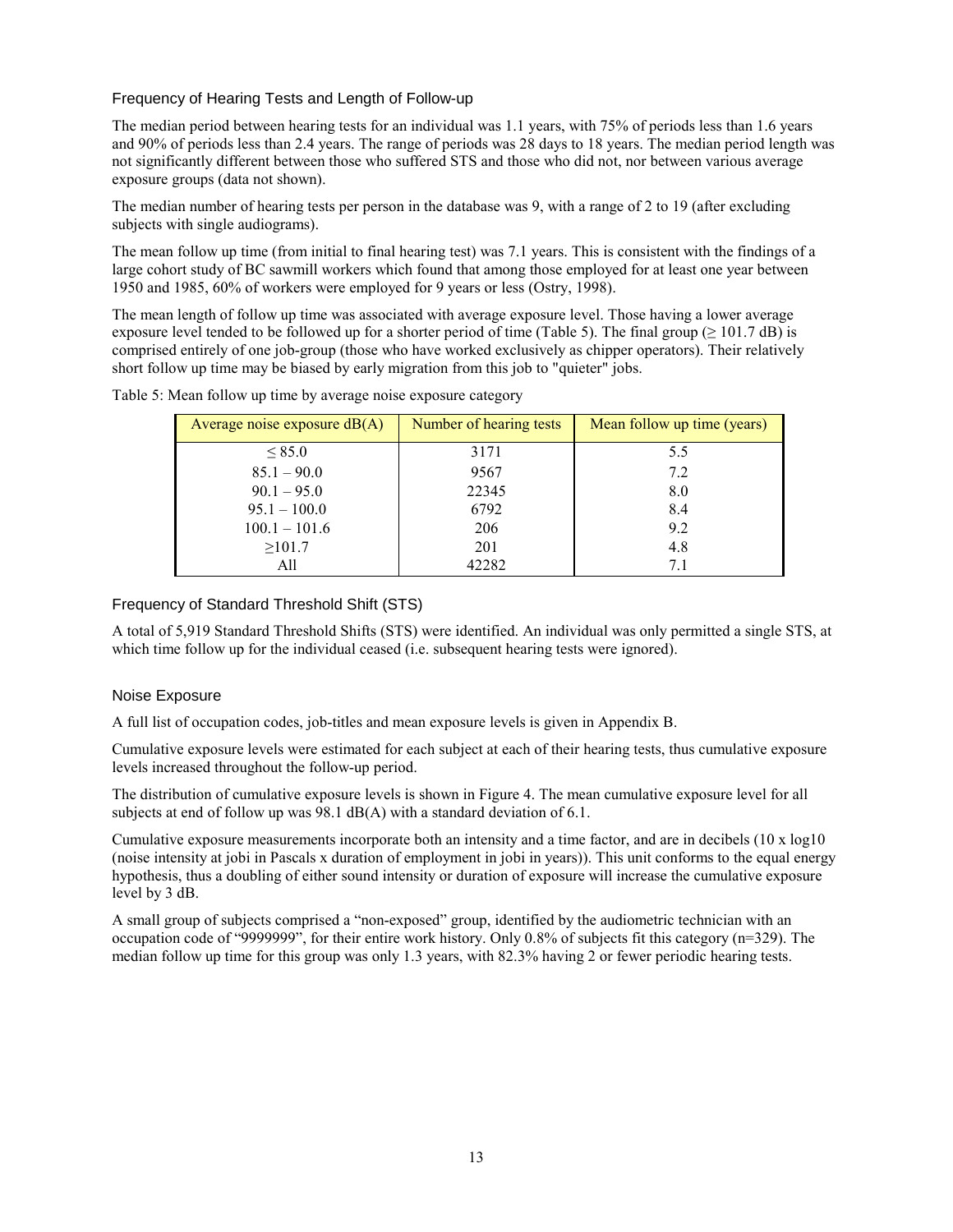## Frequency of Hearing Tests and Length of Follow-up

The median period between hearing tests for an individual was 1.1 years, with 75% of periods less than 1.6 years and 90% of periods less than 2.4 years. The range of periods was 28 days to 18 years. The median period length was not significantly different between those who suffered STS and those who did not, nor between various average exposure groups (data not shown).

The median number of hearing tests per person in the database was 9, with a range of 2 to 19 (after excluding subjects with single audiograms).

The mean follow up time (from initial to final hearing test) was 7.1 years. This is consistent with the findings of a large cohort study of BC sawmill workers which found that among those employed for at least one year between 1950 and 1985, 60% of workers were employed for 9 years or less (Ostry, 1998).

The mean length of follow up time was associated with average exposure level. Those having a lower average exposure level tended to be followed up for a shorter period of time (Table 5). The final group (≥ 101.7 dB) is comprised entirely of one job-group (those who have worked exclusively as chipper operators). Their relatively short follow up time may be biased by early migration from this job to "quieter" jobs.

Table 5: Mean follow up time by average noise exposure category

| Average noise exposure dB(A) | Number of hearing tests | Mean follow up time (years) |
|---|---|---|
| ≤ 85.0 | 3171 | 5.5 |
| 85.1 – 90.0 | 9567 | 7.2 |
| 90.1 – 95.0 | 22345 | 8.0 |
| 95.1 – 100.0 | 6792 | 8.4 |
| 100.1 – 101.6 | 206 | 9.2 |
| ≥101.7 | 201 | 4.8 |
| All | 42282 | 7.1 |

## Frequency of Standard Threshold Shift (STS)

A total of 5,919 Standard Threshold Shifts (STS) were identified. An individual was only permitted a single STS, at which time follow up for the individual ceased (i.e. subsequent hearing tests were ignored).

## Noise Exposure

A full list of occupation codes, job-titles and mean exposure levels is given in Appendix B.

Cumulative exposure levels were estimated for each subject at each of their hearing tests, thus cumulative exposure levels increased throughout the follow-up period.

The distribution of cumulative exposure levels is shown in Figure 4. The mean cumulative exposure level for all subjects at end of follow up was 98.1 dB(A) with a standard deviation of 6.1.

Cumulative exposure measurements incorporate both an intensity and a time factor, and are in decibels (10 x log10 (noise intensity at jobi in Pascals x duration of employment in jobi in years)). This unit conforms to the equal energy hypothesis, thus a doubling of either sound intensity or duration of exposure will increase the cumulative exposure level by 3 dB.

A small group of subjects comprised a "non-exposed" group, identified by the audiometric technician with an occupation code of "9999999", for their entire work history. Only 0.8% of subjects fit this category (n=329). The median follow up time for this group was only 1.3 years, with 82.3% having 2 or fewer periodic hearing tests.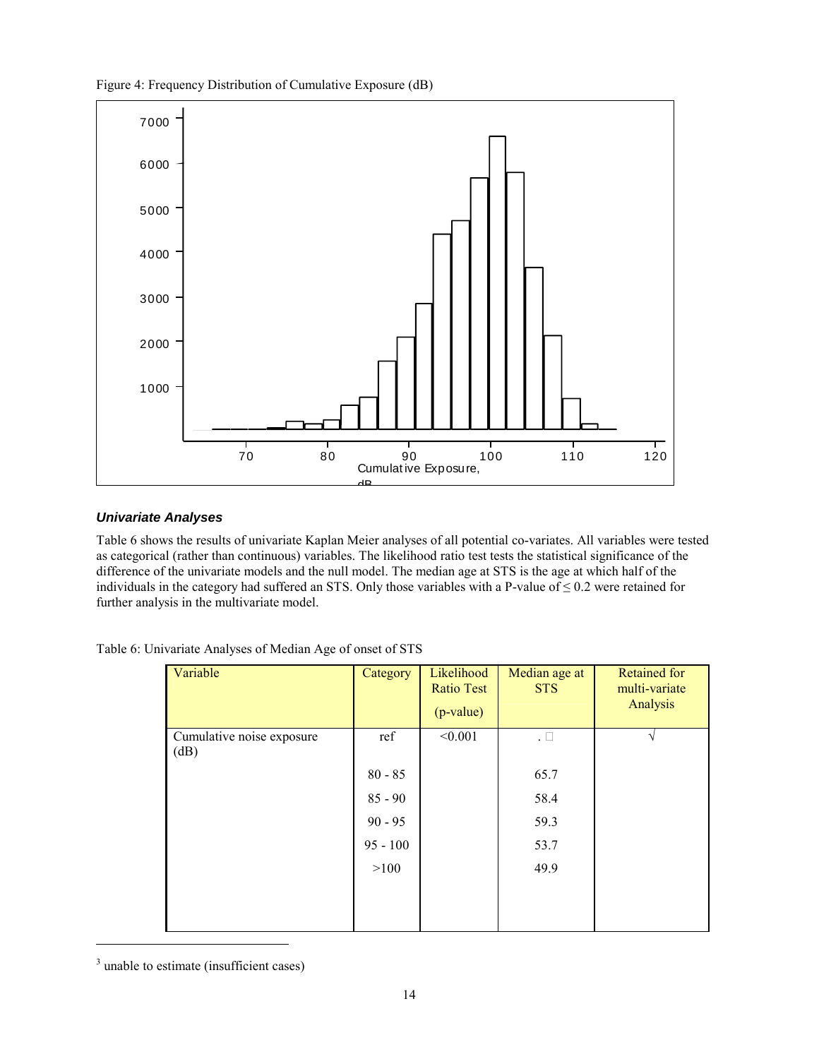Figure 4: Frequency Distribution of Cumulative Exposure (dB)

### *Univariate Analyses*

Table 6 shows the results of univariate Kaplan Meier analyses of all potential co-variates. All variables were tested as categorical (rather than continuous) variables. The likelihood ratio test tests the statistical significance of the difference of the univariate models and the null model. The median age at STS is the age at which half of the individuals in the category had suffered an STS. Only those variables with a P-value of ≤ 0.2 were retained for further analysis in the multivariate model.

Table 6: Univariate Analyses of Median Age of onset of STS

| Variable | Category | Likelihood Ratio Test (p-value) | Median age at STS | Retained for multi-variate Analysis |
|---|---|---|---|---|
| Cumulative noise exposure (dB) | ref | <0.001 | .[3] | √ |
| | 80 - 85 | | 65.7 | |
| | 85 - 90 | | 58.4 | |
| | 90 - 95 | | 59.3 | |
| | 95 - 100 | | 53.7 | |
| | >100 | | 49.9 | |

[3] unable to estimate (insufficient cases)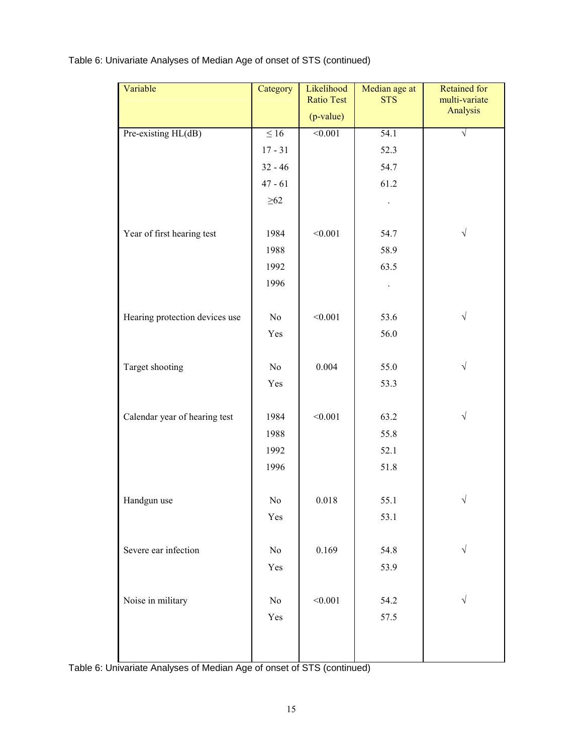Table 6: Univariate Analyses of Median Age of onset of STS (continued)

| Variable | Category | Likelihood Ratio Test (p-value) | Median age at STS | Retained for multi-variate Analysis |
|---|---|---|---|---|
| Pre-existing HL(dB) | ≤ 16 | <0.001 | 54.1 | √ |
| | 17 - 31 | | 52.3 | |
| | 32 - 46 | | 54.7 | |
| | 47 - 61 | | 61.2 | |
| | ≥62 | | . | |
| Year of first hearing test | 1984 | <0.001 | 54.7 | √ |
| | 1988 | | 58.9 | |
| | 1992 | | 63.5 | |
| | 1996 | | . | |
| Hearing protection devices use | No | <0.001 | 53.6 | √ |
| | Yes | | 56.0 | |
| Target shooting | No | 0.004 | 55.0 | √ |
| | Yes | | 53.3 | |
| Calendar year of hearing test | 1984 | <0.001 | 63.2 | √ |
| | 1988 | | 55.8 | |
| | 1992 | | 52.1 | |
| | 1996 | | 51.8 | |
| Handgun use | No | 0.018 | 55.1 | √ |
| | Yes | | 53.1 | |
| Severe ear infection | No | 0.169 | 54.8 | √ |
| | Yes | | 53.9 | |
| Noise in military | No | <0.001 | 54.2 | √ |
| | Yes | | 57.5 | |

Table 6: Univariate Analyses of Median Age of onset of STS (continued)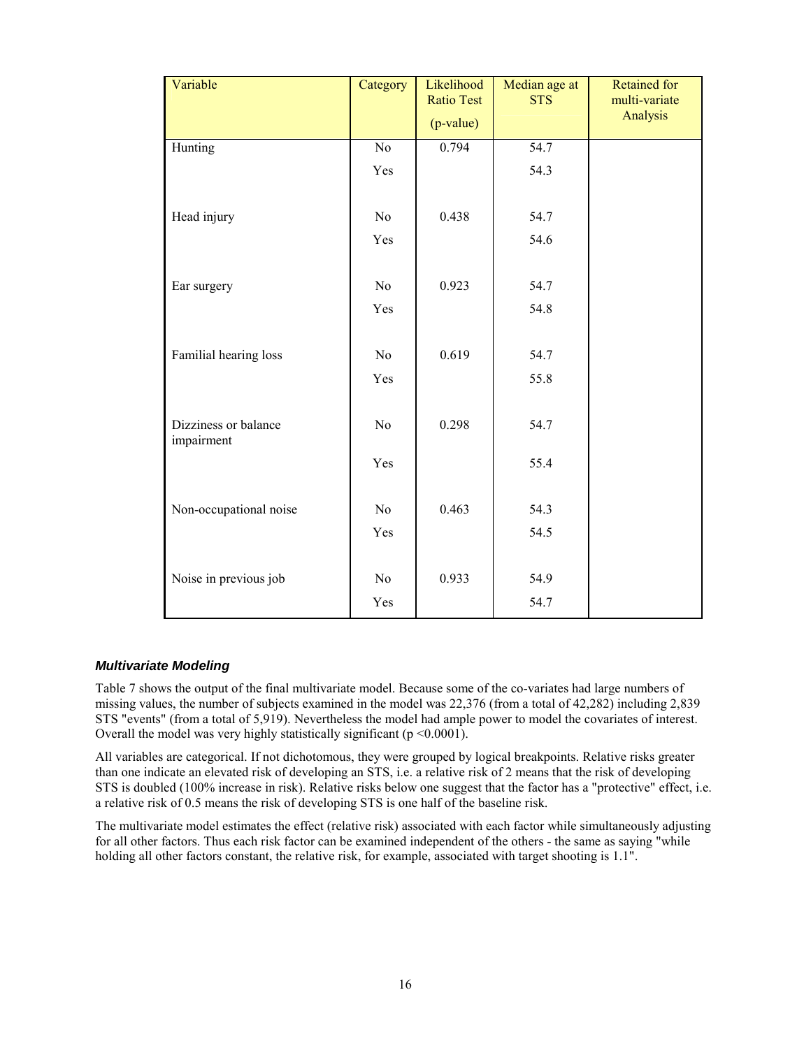| Variable | Category | Likelihood Ratio Test (p-value) | Median age at STS | Retained for multi-variate Analysis |
|---|---|---|---|---|
| Hunting | No | 0.794 | 54.7 | |
| | Yes | | 54.3 | |
| Head injury | No | 0.438 | 54.7 | |
| | Yes | | 54.6 | |
| Ear surgery | No | 0.923 | 54.7 | |
| | Yes | | 54.8 | |
| Familial hearing loss | No | 0.619 | 54.7 | |
| | Yes | | 55.8 | |
| Dizziness or balance impairment | No | 0.298 | 54.7 | |
| | Yes | | 55.4 | |
| Non-occupational noise | No | 0.463 | 54.3 | |
| | Yes | | 54.5 | |
| Noise in previous job | No | 0.933 | 54.9 | |
| | Yes | | 54.7 | |

### *Multivariate Modeling*

Table 7 shows the output of the final multivariate model. Because some of the co-variates had large numbers of missing values, the number of subjects examined in the model was 22,376 (from a total of 42,282) including 2,839 STS "events" (from a total of 5,919). Nevertheless the model had ample power to model the covariates of interest. Overall the model was very highly statistically significant ($p < 0.0001$).

All variables are categorical. If not dichotomous, they were grouped by logical breakpoints. Relative risks greater than one indicate an elevated risk of developing an STS, i.e. a relative risk of 2 means that the risk of developing STS is doubled (100% increase in risk). Relative risks below one suggest that the factor has a "protective" effect, i.e. a relative risk of 0.5 means the risk of developing STS is one half of the baseline risk.

The multivariate model estimates the effect (relative risk) associated with each factor while simultaneously adjusting for all other factors. Thus each risk factor can be examined independent of the others - the same as saying "while holding all other factors constant, the relative risk, for example, associated with target shooting is 1.1".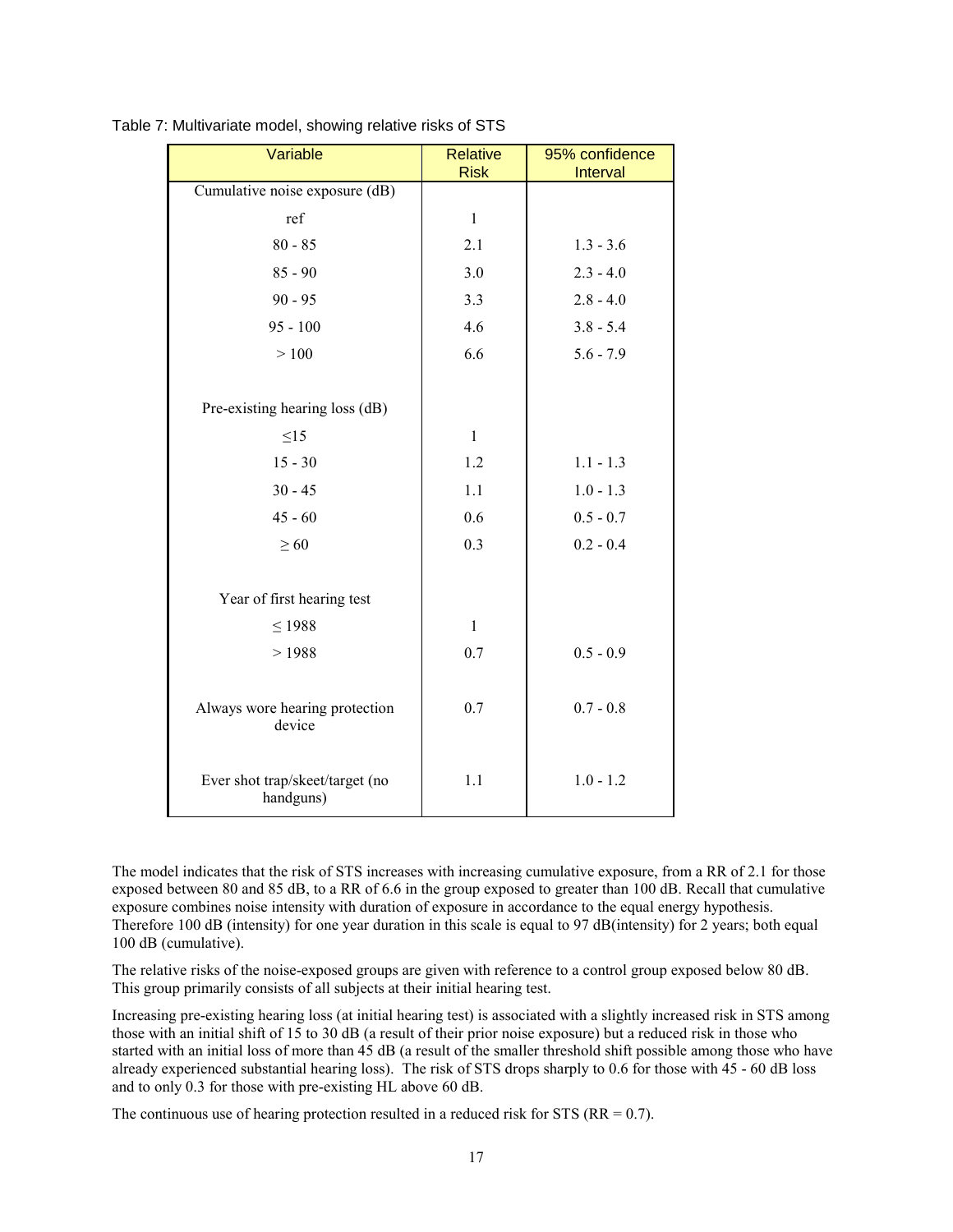Table 7: Multivariate model, showing relative risks of STS

| Variable | Relative Risk | 95% confidence Interval |
|---|---|---|
| Cumulative noise exposure (dB) | | |
| ref | 1 | |
| 80 - 85 | 2.1 | 1.3 - 3.6 |
| 85 - 90 | 3.0 | 2.3 - 4.0 |
| 90 - 95 | 3.3 | 2.8 - 4.0 |
| 95 - 100 | 4.6 | 3.8 - 5.4 |
| > 100 | 6.6 | 5.6 - 7.9 |
| | | |
| Pre-existing hearing loss (dB) | | |
| ≤15 | 1 | |
| 15 - 30 | 1.2 | 1.1 - 1.3 |
| 30 - 45 | 1.1 | 1.0 - 1.3 |
| 45 - 60 | 0.6 | 0.5 - 0.7 |
| ≥ 60 | 0.3 | 0.2 - 0.4 |
| | | |
| Year of first hearing test | | |
| ≤ 1988 | 1 | |
| > 1988 | 0.7 | 0.5 - 0.9 |
| | | |
| Always wore hearing protection device | 0.7 | 0.7 - 0.8 |
| | | |
| Ever shot trap/skeet/target (no handguns) | 1.1 | 1.0 - 1.2 |

The model indicates that the risk of STS increases with increasing cumulative exposure, from a RR of 2.1 for those exposed between 80 and 85 dB, to a RR of 6.6 in the group exposed to greater than 100 dB. Recall that cumulative exposure combines noise intensity with duration of exposure in accordance to the equal energy hypothesis. Therefore 100 dB (intensity) for one year duration in this scale is equal to 97 dB(intensity) for 2 years; both equal 100 dB (cumulative).

The relative risks of the noise-exposed groups are given with reference to a control group exposed below 80 dB. This group primarily consists of all subjects at their initial hearing test.

Increasing pre-existing hearing loss (at initial hearing test) is associated with a slightly increased risk in STS among those with an initial shift of 15 to 30 dB (a result of their prior noise exposure) but a reduced risk in those who started with an initial loss of more than 45 dB (a result of the smaller threshold shift possible among those who have already experienced substantial hearing loss). The risk of STS drops sharply to 0.6 for those with 45 - 60 dB loss and to only 0.3 for those with pre-existing HL above 60 dB.

The continuous use of hearing protection resulted in a reduced risk for STS (RR = 0.7).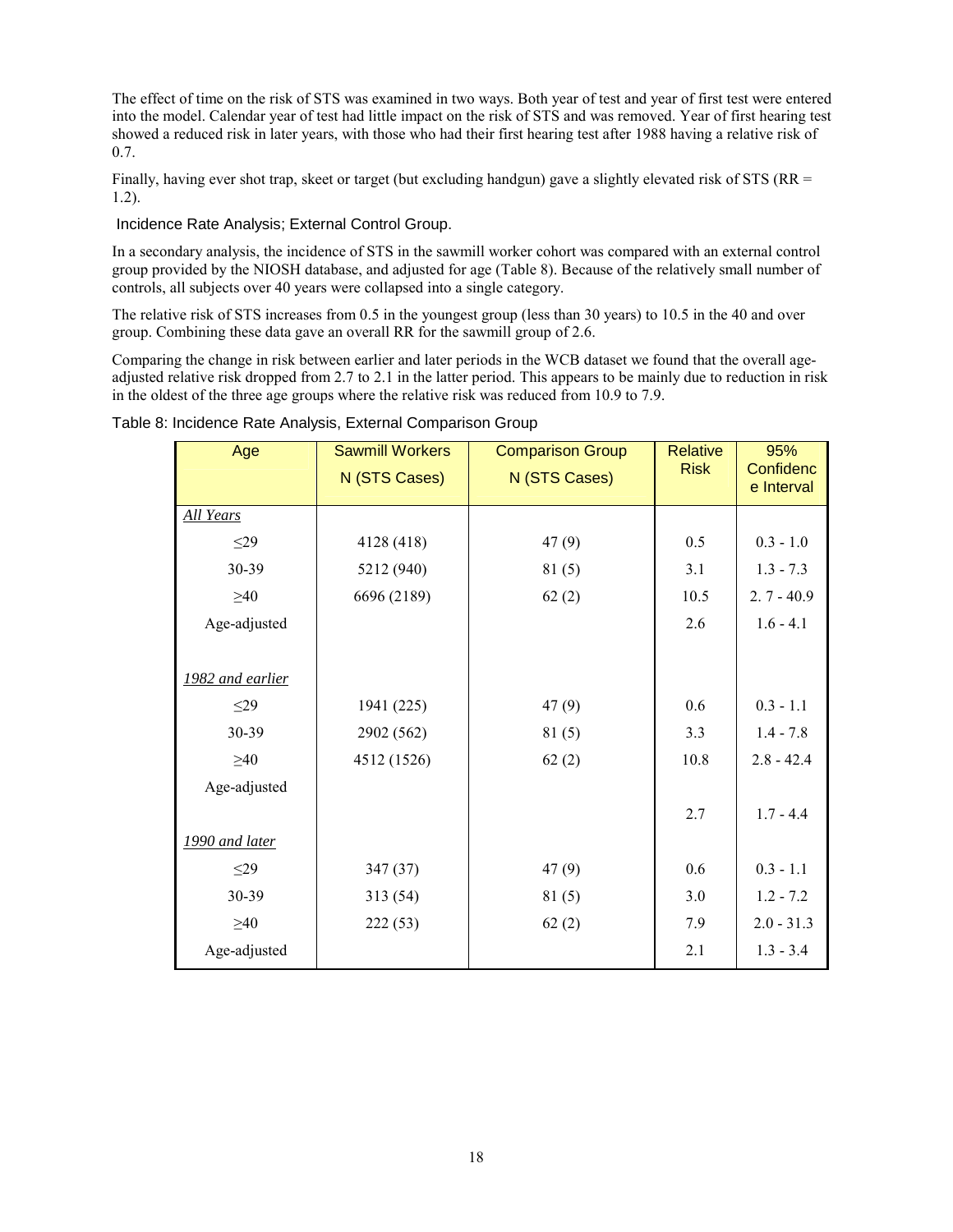The effect of time on the risk of STS was examined in two ways. Both year of test and year of first test were entered into the model. Calendar year of test had little impact on the risk of STS and was removed. Year of first hearing test showed a reduced risk in later years, with those who had their first hearing test after 1988 having a relative risk of 0.7.

Finally, having ever shot trap, skeet or target (but excluding handgun) gave a slightly elevated risk of STS (RR = 1.2).

### Incidence Rate Analysis; External Control Group.

In a secondary analysis, the incidence of STS in the sawmill worker cohort was compared with an external control group provided by the NIOSH database, and adjusted for age (Table 8). Because of the relatively small number of controls, all subjects over 40 years were collapsed into a single category.

The relative risk of STS increases from 0.5 in the youngest group (less than 30 years) to 10.5 in the 40 and over group. Combining these data gave an overall RR for the sawmill group of 2.6.

Comparing the change in risk between earlier and later periods in the WCB dataset we found that the overall age-adjusted relative risk dropped from 2.7 to 2.1 in the latter period. This appears to be mainly due to reduction in risk in the oldest of the three age groups where the relative risk was reduced from 10.9 to 7.9.

Table 8: Incidence Rate Analysis, External Comparison Group

| Age | Sawmill Workers N (STS Cases) | Comparison Group N (STS Cases) | Relative Risk | 95% Confidence Interval |
|---|---|---|---|---|
| *All Years* | | | | |
| ≤29 | 4128 (418) | 47 (9) | 0.5 | 0.3 - 1.0 |
| 30-39 | 5212 (940) | 81 (5) | 3.1 | 1.3 - 7.3 |
| ≥40 | 6696 (2189) | 62 (2) | 10.5 | 2. 7 - 40.9 |
| Age-adjusted | | | 2.6 | 1.6 - 4.1 |
| *1982 and earlier* | | | | |
| ≤29 | 1941 (225) | 47 (9) | 0.6 | 0.3 - 1.1 |
| 30-39 | 2902 (562) | 81 (5) | 3.3 | 1.4 - 7.8 |
| ≥40 | 4512 (1526) | 62 (2) | 10.8 | 2.8 - 42.4 |
| Age-adjusted | | | 2.7 | 1.7 - 4.4 |
| *1990 and later* | | | | |
| ≤29 | 347 (37) | 47 (9) | 0.6 | 0.3 - 1.1 |
| 30-39 | 313 (54) | 81 (5) | 3.0 | 1.2 - 7.2 |
| ≥40 | 222 (53) | 62 (2) | 7.9 | 2.0 - 31.3 |
| Age-adjusted | | | 2.1 | 1.3 - 3.4 |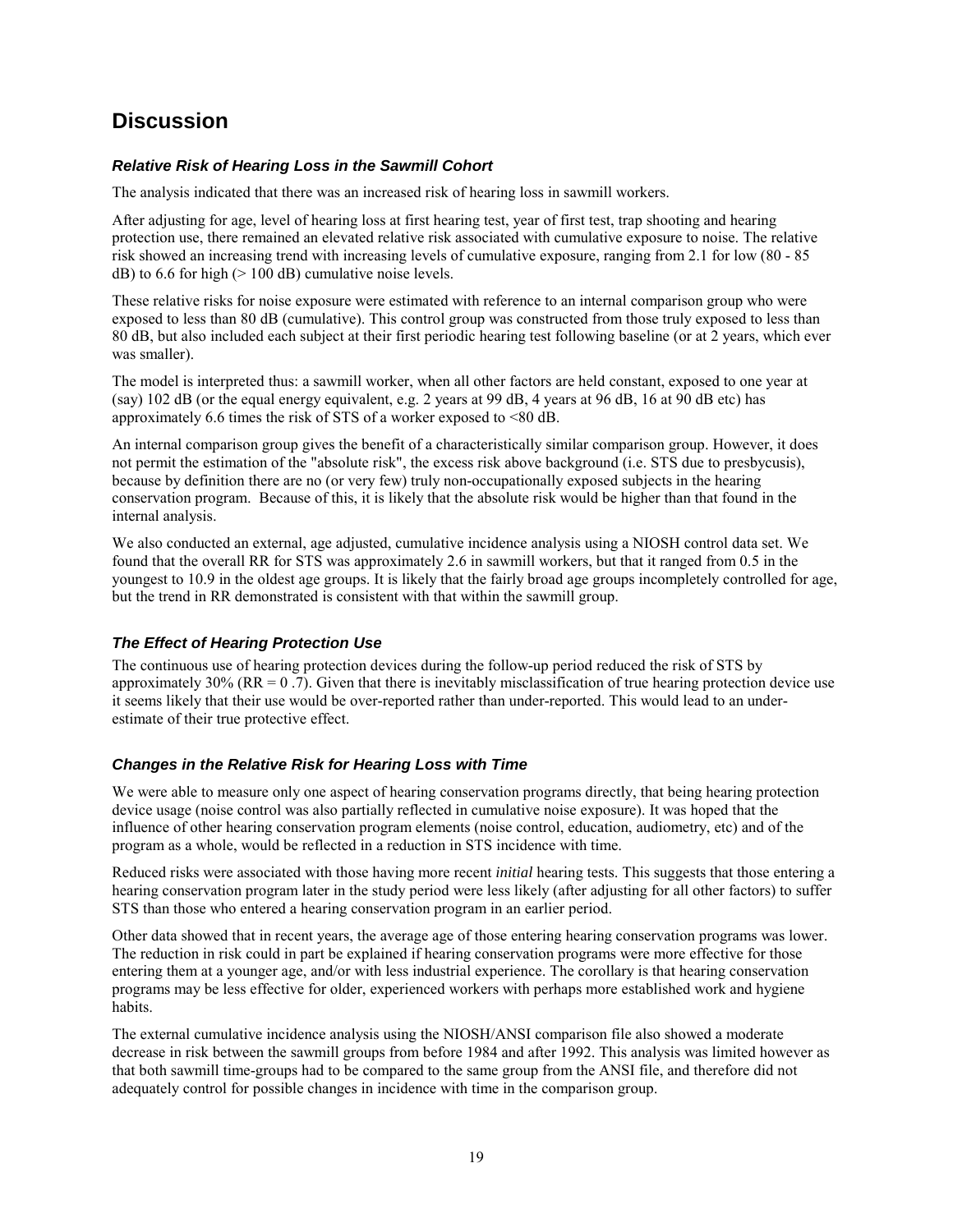# Discussion

### *Relative Risk of Hearing Loss in the Sawmill Cohort*

The analysis indicated that there was an increased risk of hearing loss in sawmill workers.

After adjusting for age, level of hearing loss at first hearing test, year of first test, trap shooting and hearing protection use, there remained an elevated relative risk associated with cumulative exposure to noise. The relative risk showed an increasing trend with increasing levels of cumulative exposure, ranging from 2.1 for low (80 - 85 dB) to 6.6 for high (> 100 dB) cumulative noise levels.

These relative risks for noise exposure were estimated with reference to an internal comparison group who were exposed to less than 80 dB (cumulative). This control group was constructed from those truly exposed to less than 80 dB, but also included each subject at their first periodic hearing test following baseline (or at 2 years, which ever was smaller).

The model is interpreted thus: a sawmill worker, when all other factors are held constant, exposed to one year at (say) 102 dB (or the equal energy equivalent, e.g. 2 years at 99 dB, 4 years at 96 dB, 16 at 90 dB etc) has approximately 6.6 times the risk of STS of a worker exposed to <80 dB.

An internal comparison group gives the benefit of a characteristically similar comparison group. However, it does not permit the estimation of the "absolute risk", the excess risk above background (i.e. STS due to presbycusis), because by definition there are no (or very few) truly non-occupationally exposed subjects in the hearing conservation program. Because of this, it is likely that the absolute risk would be higher than that found in the internal analysis.

We also conducted an external, age adjusted, cumulative incidence analysis using a NIOSH control data set. We found that the overall RR for STS was approximately 2.6 in sawmill workers, but that it ranged from 0.5 in the youngest to 10.9 in the oldest age groups. It is likely that the fairly broad age groups incompletely controlled for age, but the trend in RR demonstrated is consistent with that within the sawmill group.

### *The Effect of Hearing Protection Use*

The continuous use of hearing protection devices during the follow-up period reduced the risk of STS by approximately 30% (RR = 0 .7). Given that there is inevitably misclassification of true hearing protection device use it seems likely that their use would be over-reported rather than under-reported. This would lead to an under-estimate of their true protective effect.

### *Changes in the Relative Risk for Hearing Loss with Time*

We were able to measure only one aspect of hearing conservation programs directly, that being hearing protection device usage (noise control was also partially reflected in cumulative noise exposure). It was hoped that the influence of other hearing conservation program elements (noise control, education, audiometry, etc) and of the program as a whole, would be reflected in a reduction in STS incidence with time.

Reduced risks were associated with those having more recent *initial* hearing tests. This suggests that those entering a hearing conservation program later in the study period were less likely (after adjusting for all other factors) to suffer STS than those who entered a hearing conservation program in an earlier period.

Other data showed that in recent years, the average age of those entering hearing conservation programs was lower. The reduction in risk could in part be explained if hearing conservation programs were more effective for those entering them at a younger age, and/or with less industrial experience. The corollary is that hearing conservation programs may be less effective for older, experienced workers with perhaps more established work and hygiene habits.

The external cumulative incidence analysis using the NIOSH/ANSI comparison file also showed a moderate decrease in risk between the sawmill groups from before 1984 and after 1992. This analysis was limited however as that both sawmill time-groups had to be compared to the same group from the ANSI file, and therefore did not adequately control for possible changes in incidence with time in the comparison group.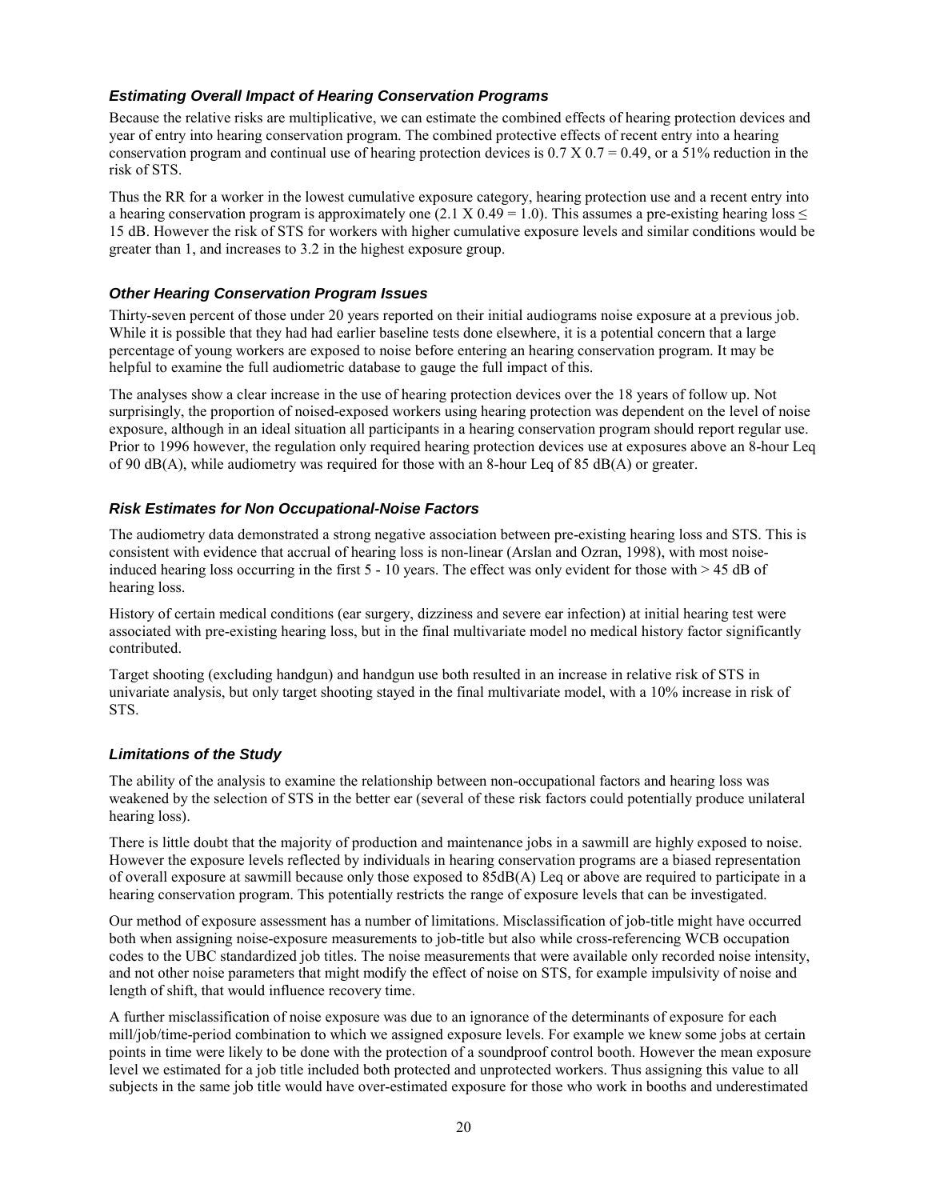### *Estimating Overall Impact of Hearing Conservation Programs*

Because the relative risks are multiplicative, we can estimate the combined effects of hearing protection devices and year of entry into hearing conservation program. The combined protective effects of recent entry into a hearing conservation program and continual use of hearing protection devices is 0.7 X 0.7 = 0.49, or a 51% reduction in the risk of STS.

Thus the RR for a worker in the lowest cumulative exposure category, hearing protection use and a recent entry into a hearing conservation program is approximately one (2.1 X 0.49 = 1.0). This assumes a pre-existing hearing loss ≤ 15 dB. However the risk of STS for workers with higher cumulative exposure levels and similar conditions would be greater than 1, and increases to 3.2 in the highest exposure group.

### *Other Hearing Conservation Program Issues*

Thirty-seven percent of those under 20 years reported on their initial audiograms noise exposure at a previous job. While it is possible that they had had earlier baseline tests done elsewhere, it is a potential concern that a large percentage of young workers are exposed to noise before entering an hearing conservation program. It may be helpful to examine the full audiometric database to gauge the full impact of this.

The analyses show a clear increase in the use of hearing protection devices over the 18 years of follow up. Not surprisingly, the proportion of noised-exposed workers using hearing protection was dependent on the level of noise exposure, although in an ideal situation all participants in a hearing conservation program should report regular use. Prior to 1996 however, the regulation only required hearing protection devices use at exposures above an 8-hour Leq of 90 dB(A), while audiometry was required for those with an 8-hour Leq of 85 dB(A) or greater.

### *Risk Estimates for Non Occupational-Noise Factors*

The audiometry data demonstrated a strong negative association between pre-existing hearing loss and STS. This is consistent with evidence that accrual of hearing loss is non-linear (Arslan and Ozran, 1998), with most noise-induced hearing loss occurring in the first 5 - 10 years. The effect was only evident for those with > 45 dB of hearing loss.

History of certain medical conditions (ear surgery, dizziness and severe ear infection) at initial hearing test were associated with pre-existing hearing loss, but in the final multivariate model no medical history factor significantly contributed.

Target shooting (excluding handgun) and handgun use both resulted in an increase in relative risk of STS in univariate analysis, but only target shooting stayed in the final multivariate model, with a 10% increase in risk of STS.

### *Limitations of the Study*

The ability of the analysis to examine the relationship between non-occupational factors and hearing loss was weakened by the selection of STS in the better ear (several of these risk factors could potentially produce unilateral hearing loss).

There is little doubt that the majority of production and maintenance jobs in a sawmill are highly exposed to noise. However the exposure levels reflected by individuals in hearing conservation programs are a biased representation of overall exposure at sawmill because only those exposed to 85dB(A) Leq or above are required to participate in a hearing conservation program. This potentially restricts the range of exposure levels that can be investigated.

Our method of exposure assessment has a number of limitations. Misclassification of job-title might have occurred both when assigning noise-exposure measurements to job-title but also while cross-referencing WCB occupation codes to the UBC standardized job titles. The noise measurements that were available only recorded noise intensity, and not other noise parameters that might modify the effect of noise on STS, for example impulsivity of noise and length of shift, that would influence recovery time.

A further misclassification of noise exposure was due to an ignorance of the determinants of exposure for each mill/job/time-period combination to which we assigned exposure levels. For example we knew some jobs at certain points in time were likely to be done with the protection of a soundproof control booth. However the mean exposure level we estimated for a job title included both protected and unprotected workers. Thus assigning this value to all subjects in the same job title would have over-estimated exposure for those who work in booths and underestimated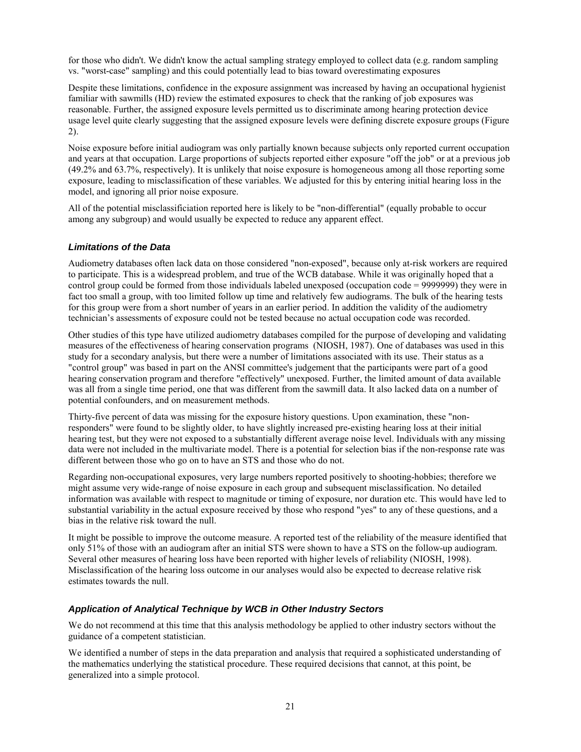for those who didn't. We didn't know the actual sampling strategy employed to collect data (e.g. random sampling vs. "worst-case" sampling) and this could potentially lead to bias toward overestimating exposures

Despite these limitations, confidence in the exposure assignment was increased by having an occupational hygienist familiar with sawmills (HD) review the estimated exposures to check that the ranking of job exposures was reasonable. Further, the assigned exposure levels permitted us to discriminate among hearing protection device usage level quite clearly suggesting that the assigned exposure levels were defining discrete exposure groups (Figure 2).

Noise exposure before initial audiogram was only partially known because subjects only reported current occupation and years at that occupation. Large proportions of subjects reported either exposure "off the job" or at a previous job (49.2% and 63.7%, respectively). It is unlikely that noise exposure is homogeneous among all those reporting some exposure, leading to misclassification of these variables. We adjusted for this by entering initial hearing loss in the model, and ignoring all prior noise exposure.

All of the potential misclassificiation reported here is likely to be "non-differential" (equally probable to occur among any subgroup) and would usually be expected to reduce any apparent effect.

### *Limitations of the Data*

Audiometry databases often lack data on those considered "non-exposed", because only at-risk workers are required to participate. This is a widespread problem, and true of the WCB database. While it was originally hoped that a control group could be formed from those individuals labeled unexposed (occupation code = 9999999) they were in fact too small a group, with too limited follow up time and relatively few audiograms. The bulk of the hearing tests for this group were from a short number of years in an earlier period. In addition the validity of the audiometry technician's assessments of exposure could not be tested because no actual occupation code was recorded.

Other studies of this type have utilized audiometry databases compiled for the purpose of developing and validating measures of the effectiveness of hearing conservation programs (NIOSH, 1987). One of databases was used in this study for a secondary analysis, but there were a number of limitations associated with its use. Their status as a "control group" was based in part on the ANSI committee's judgement that the participants were part of a good hearing conservation program and therefore "effectively" unexposed. Further, the limited amount of data available was all from a single time period, one that was different from the sawmill data. It also lacked data on a number of potential confounders, and on measurement methods.

Thirty-five percent of data was missing for the exposure history questions. Upon examination, these "non-responders" were found to be slightly older, to have slightly increased pre-existing hearing loss at their initial hearing test, but they were not exposed to a substantially different average noise level. Individuals with any missing data were not included in the multivariate model. There is a potential for selection bias if the non-response rate was different between those who go on to have an STS and those who do not.

Regarding non-occupational exposures, very large numbers reported positively to shooting-hobbies; therefore we might assume very wide-range of noise exposure in each group and subsequent misclassification. No detailed information was available with respect to magnitude or timing of exposure, nor duration etc. This would have led to substantial variability in the actual exposure received by those who respond "yes" to any of these questions, and a bias in the relative risk toward the null.

It might be possible to improve the outcome measure. A reported test of the reliability of the measure identified that only 51% of those with an audiogram after an initial STS were shown to have a STS on the follow-up audiogram. Several other measures of hearing loss have been reported with higher levels of reliability (NIOSH, 1998). Misclassification of the hearing loss outcome in our analyses would also be expected to decrease relative risk estimates towards the null.

### *Application of Analytical Technique by WCB in Other Industry Sectors*

We do not recommend at this time that this analysis methodology be applied to other industry sectors without the guidance of a competent statistician.

We identified a number of steps in the data preparation and analysis that required a sophisticated understanding of the mathematics underlying the statistical procedure. These required decisions that cannot, at this point, be generalized into a simple protocol.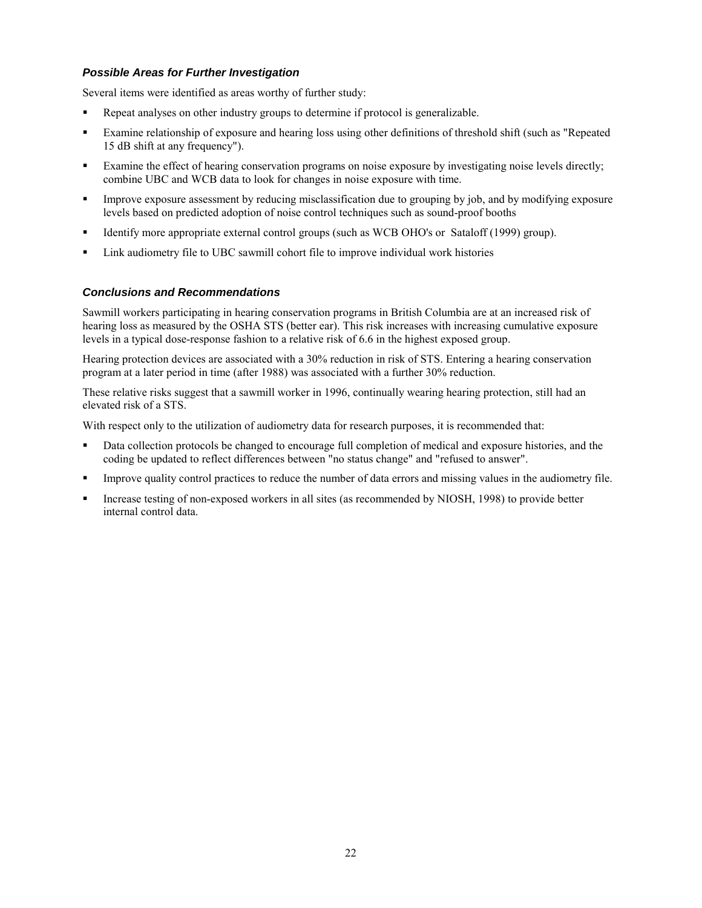### *Possible Areas for Further Investigation*

Several items were identified as areas worthy of further study:

- Repeat analyses on other industry groups to determine if protocol is generalizable.
- Examine relationship of exposure and hearing loss using other definitions of threshold shift (such as "Repeated 15 dB shift at any frequency").
- Examine the effect of hearing conservation programs on noise exposure by investigating noise levels directly; combine UBC and WCB data to look for changes in noise exposure with time.
- Improve exposure assessment by reducing misclassification due to grouping by job, and by modifying exposure levels based on predicted adoption of noise control techniques such as sound-proof booths
- Identify more appropriate external control groups (such as WCB OHO's or Sataloff (1999) group).
- Link audiometry file to UBC sawmill cohort file to improve individual work histories

### *Conclusions and Recommendations*

Sawmill workers participating in hearing conservation programs in British Columbia are at an increased risk of hearing loss as measured by the OSHA STS (better ear). This risk increases with increasing cumulative exposure levels in a typical dose-response fashion to a relative risk of 6.6 in the highest exposed group.

Hearing protection devices are associated with a 30% reduction in risk of STS. Entering a hearing conservation program at a later period in time (after 1988) was associated with a further 30% reduction.

These relative risks suggest that a sawmill worker in 1996, continually wearing hearing protection, still had an elevated risk of a STS.

With respect only to the utilization of audiometry data for research purposes, it is recommended that:

- Data collection protocols be changed to encourage full completion of medical and exposure histories, and the coding be updated to reflect differences between "no status change" and "refused to answer".
- Improve quality control practices to reduce the number of data errors and missing values in the audiometry file.
- Increase testing of non-exposed workers in all sites (as recommended by NIOSH, 1998) to provide better internal control data.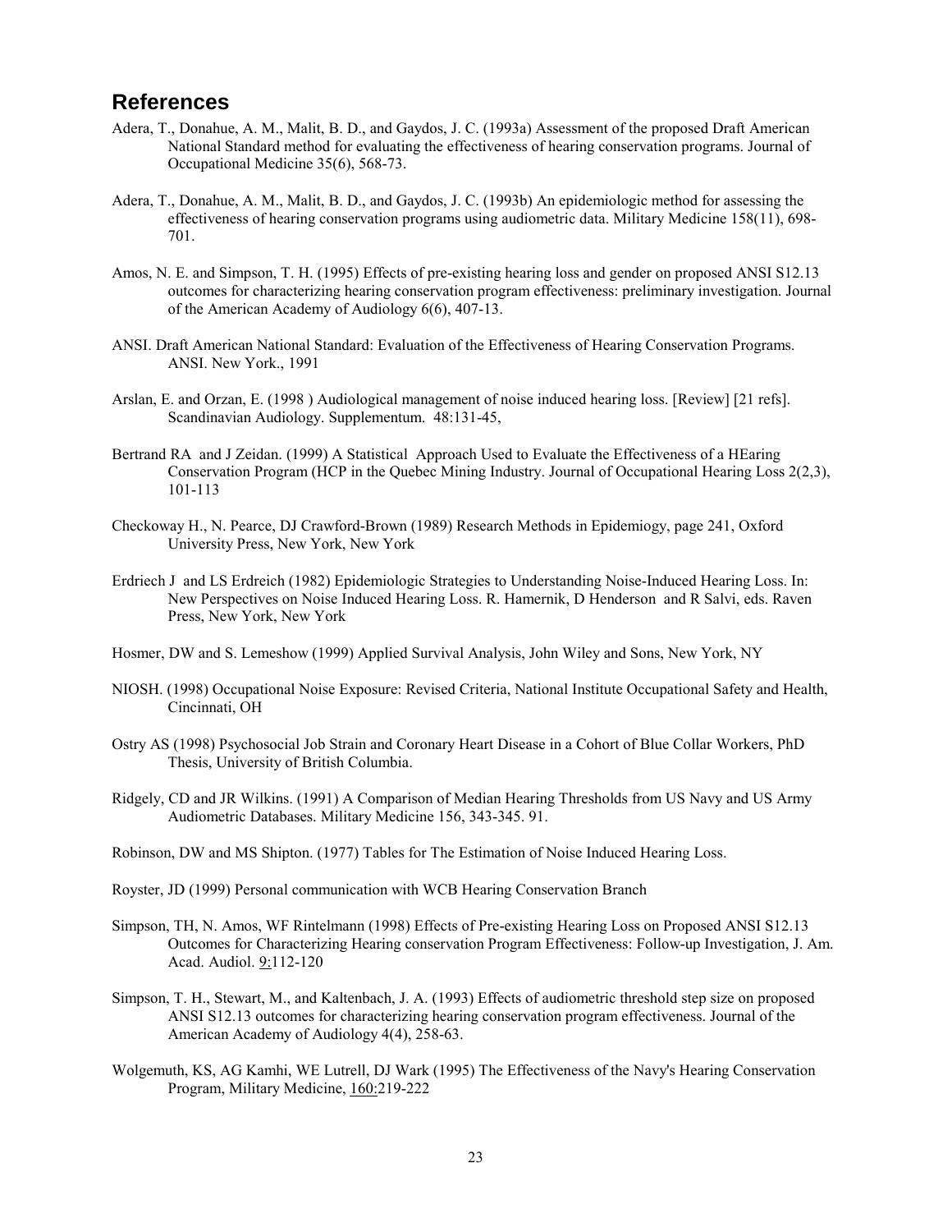## References

Adera, T., Donahue, A. M., Malit, B. D., and Gaydos, J. C. (1993a) Assessment of the proposed Draft American National Standard method for evaluating the effectiveness of hearing conservation programs. Journal of Occupational Medicine 35(6), 568-73.

Adera, T., Donahue, A. M., Malit, B. D., and Gaydos, J. C. (1993b) An epidemiologic method for assessing the effectiveness of hearing conservation programs using audiometric data. Military Medicine 158(11), 698-701.

Amos, N. E. and Simpson, T. H. (1995) Effects of pre-existing hearing loss and gender on proposed ANSI S12.13 outcomes for characterizing hearing conservation program effectiveness: preliminary investigation. Journal of the American Academy of Audiology 6(6), 407-13.

ANSI. Draft American National Standard: Evaluation of the Effectiveness of Hearing Conservation Programs. ANSI. New York., 1991

Arslan, E. and Orzan, E. (1998 ) Audiological management of noise induced hearing loss. [Review] [21 refs]. Scandinavian Audiology. Supplementum. 48:131-45,

Bertrand RA and J Zeidan. (1999) A Statistical Approach Used to Evaluate the Effectiveness of a HEaring Conservation Program (HCP in the Quebec Mining Industry. Journal of Occupational Hearing Loss 2(2,3), 101-113

Checkoway H., N. Pearce, DJ Crawford-Brown (1989) Research Methods in Epidemiogy, page 241, Oxford University Press, New York, New York

Erdriech J and LS Erdreich (1982) Epidemiologic Strategies to Understanding Noise-Induced Hearing Loss. In: New Perspectives on Noise Induced Hearing Loss. R. Hamernik, D Henderson and R Salvi, eds. Raven Press, New York, New York

Hosmer, DW and S. Lemeshow (1999) Applied Survival Analysis, John Wiley and Sons, New York, NY

NIOSH. (1998) Occupational Noise Exposure: Revised Criteria, National Institute Occupational Safety and Health, Cincinnati, OH

Ostry AS (1998) Psychosocial Job Strain and Coronary Heart Disease in a Cohort of Blue Collar Workers, PhD Thesis, University of British Columbia.

Ridgely, CD and JR Wilkins. (1991) A Comparison of Median Hearing Thresholds from US Navy and US Army Audiometric Databases. Military Medicine 156, 343-345. 91.

Robinson, DW and MS Shipton. (1977) Tables for The Estimation of Noise Induced Hearing Loss.

Royster, JD (1999) Personal communication with WCB Hearing Conservation Branch

Simpson, TH, N. Amos, WF Rintelmann (1998) Effects of Pre-existing Hearing Loss on Proposed ANSI S12.13 Outcomes for Characterizing Hearing conservation Program Effectiveness: Follow-up Investigation, J. Am. Acad. Audiol. 9:112-120

Simpson, T. H., Stewart, M., and Kaltenbach, J. A. (1993) Effects of audiometric threshold step size on proposed ANSI S12.13 outcomes for characterizing hearing conservation program effectiveness. Journal of the American Academy of Audiology 4(4), 258-63.

Wolgemuth, KS, AG Kamhi, WE Lutrell, DJ Wark (1995) The Effectiveness of the Navy's Hearing Conservation Program, Military Medicine, 160:219-222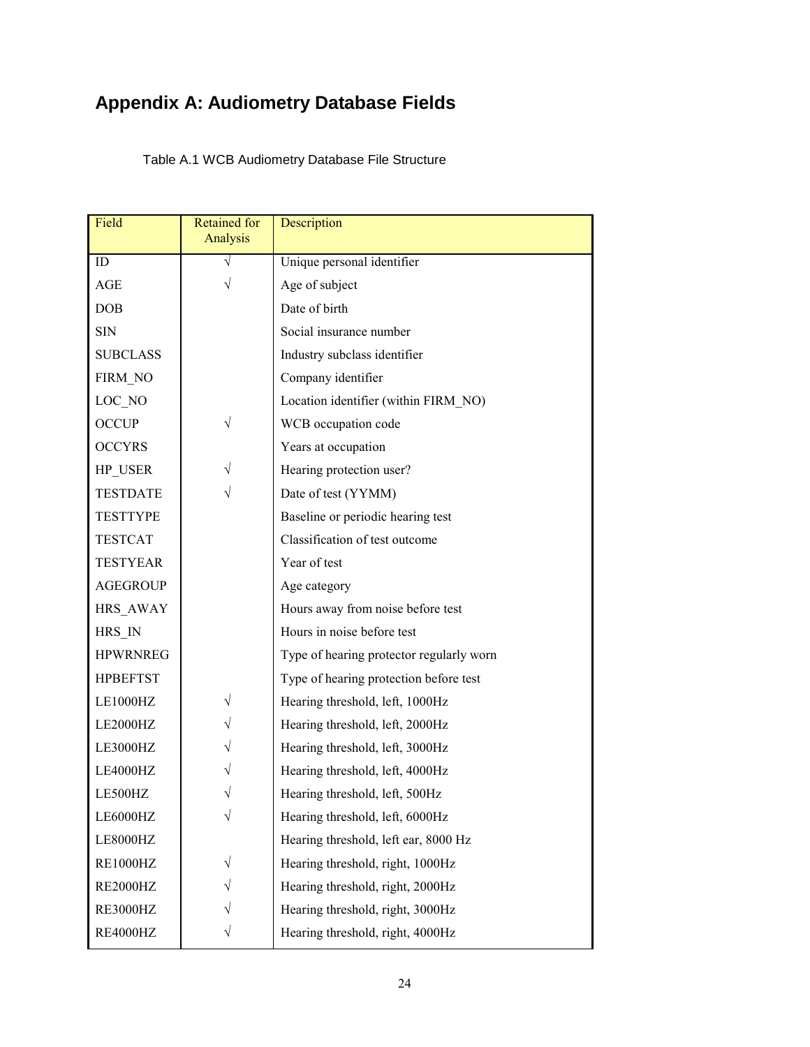# Appendix A: Audiometry Database Fields

Table A.1 WCB Audiometry Database File Structure

| Field | Retained for Analysis | Description |
|---|---|---|
| ID | √ | Unique personal identifier |
| AGE | √ | Age of subject |
| DOB | | Date of birth |
| SIN | | Social insurance number |
| SUBCLASS | | Industry subclass identifier |
| FIRM_NO | | Company identifier |
| LOC_NO | | Location identifier (within FIRM_NO) |
| OCCUP | √ | WCB occupation code |
| OCCYRS | | Years at occupation |
| HP_USER | √ | Hearing protection user? |
| TESTDATE | √ | Date of test (YYMM) |
| TESTTYPE | | Baseline or periodic hearing test |
| TESTCAT | | Classification of test outcome |
| TESTYEAR | | Year of test |
| AGEGROUP | | Age category |
| HRS_AWAY | | Hours away from noise before test |
| HRS_IN | | Hours in noise before test |
| HPWRNREG | | Type of hearing protector regularly worn |
| HPBEFTST | | Type of hearing protection before test |
| LE1000HZ | √ | Hearing threshold, left, 1000Hz |
| LE2000HZ | √ | Hearing threshold, left, 2000Hz |
| LE3000HZ | √ | Hearing threshold, left, 3000Hz |
| LE4000HZ | √ | Hearing threshold, left, 4000Hz |
| LE500HZ | √ | Hearing threshold, left, 500Hz |
| LE6000HZ | √ | Hearing threshold, left, 6000Hz |
| LE8000HZ | | Hearing threshold, left ear, 8000 Hz |
| RE1000HZ | √ | Hearing threshold, right, 1000Hz |
| RE2000HZ | √ | Hearing threshold, right, 2000Hz |
| RE3000HZ | √ | Hearing threshold, right, 3000Hz |
| RE4000HZ | √ | Hearing threshold, right, 4000Hz |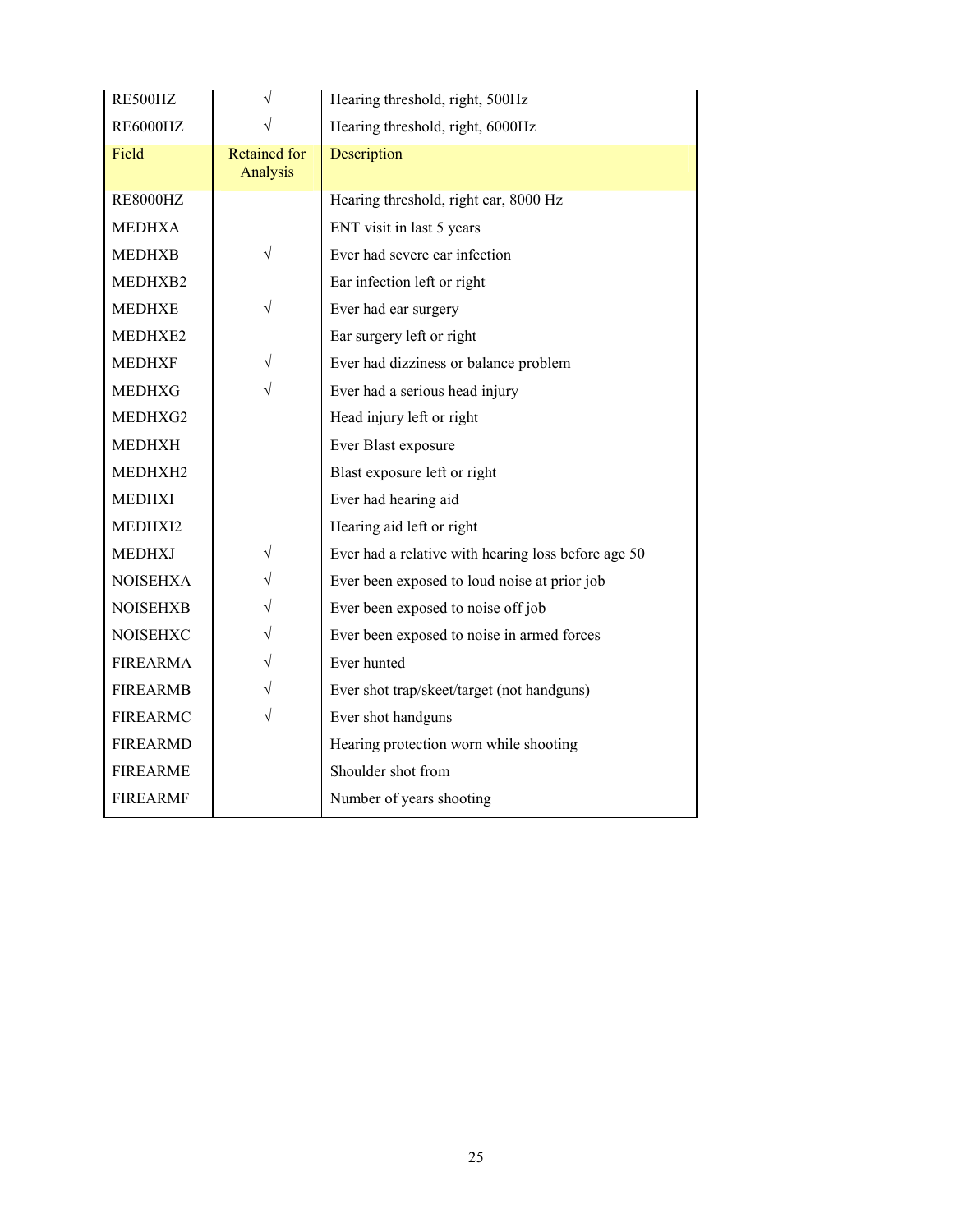| RE500HZ | √ | Hearing threshold, right, 500Hz |
|---|---|---|
| RE6000HZ | √ | Hearing threshold, right, 6000Hz |
| Field | Retained for Analysis | Description |
| RE8000HZ | | Hearing threshold, right ear, 8000 Hz |
| MEDHXA | | ENT visit in last 5 years |
| MEDHXB | √ | Ever had severe ear infection |
| MEDHXB2 | | Ear infection left or right |
| MEDHXE | √ | Ever had ear surgery |
| MEDHXE2 | | Ear surgery left or right |
| MEDHXF | √ | Ever had dizziness or balance problem |
| MEDHXG | √ | Ever had a serious head injury |
| MEDHXG2 | | Head injury left or right |
| MEDHXH | | Ever Blast exposure |
| MEDHXH2 | | Blast exposure left or right |
| MEDHXI | | Ever had hearing aid |
| MEDHXI2 | | Hearing aid left or right |
| MEDHXJ | √ | Ever had a relative with hearing loss before age 50 |
| NOISEHXA | √ | Ever been exposed to loud noise at prior job |
| NOISEHXB | √ | Ever been exposed to noise off job |
| NOISEHXC | √ | Ever been exposed to noise in armed forces |
| FIREARMA | √ | Ever hunted |
| FIREARMB | √ | Ever shot trap/skeet/target (not handguns) |
| FIREARMC | √ | Ever shot handguns |
| FIREARMD | | Hearing protection worn while shooting |
| FIREARME | | Shoulder shot from |
| FIREARMF | | Number of years shooting |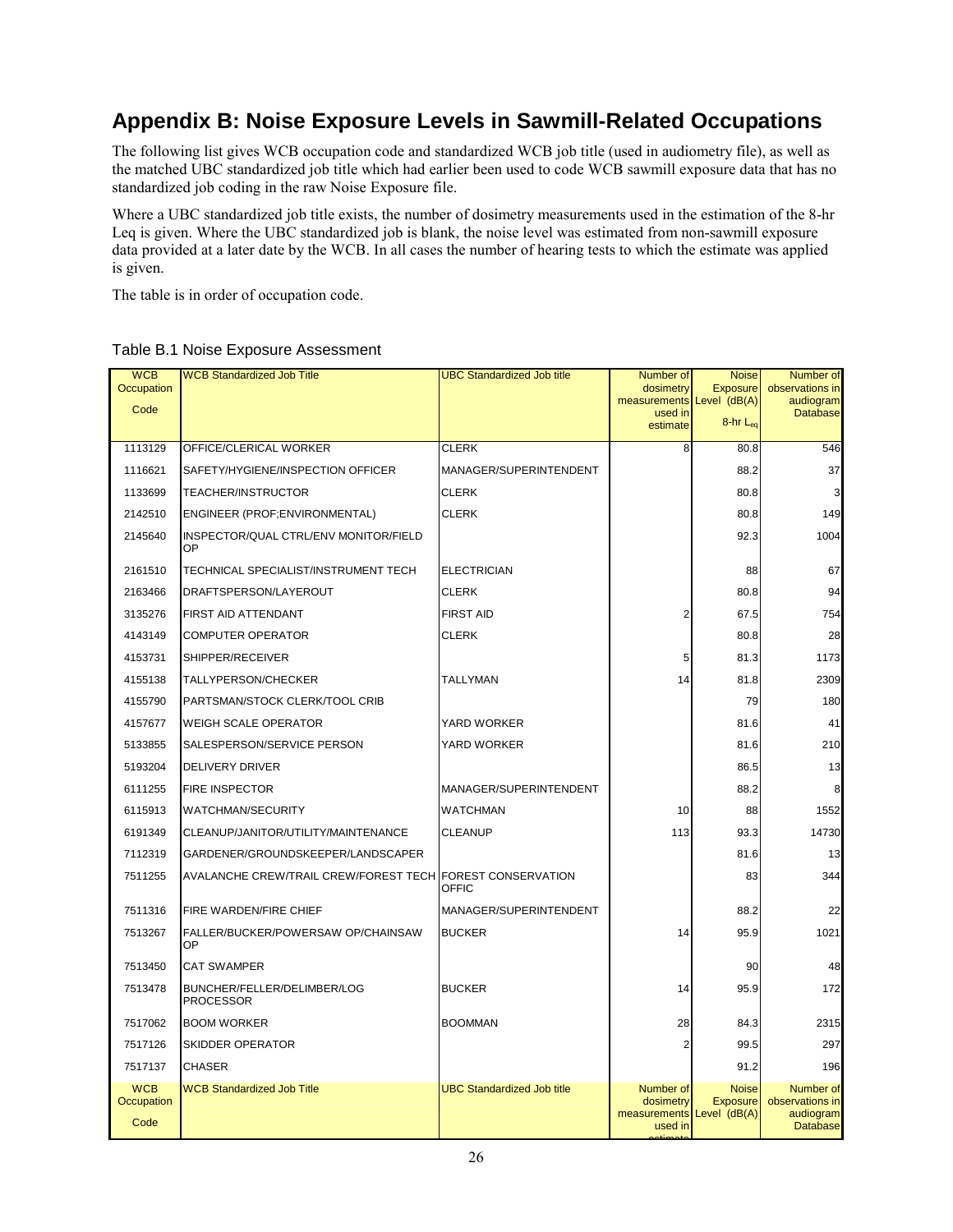## Appendix B: Noise Exposure Levels in Sawmill-Related Occupations

The following list gives WCB occupation code and standardized WCB job title (used in audiometry file), as well as the matched UBC standardized job title which had earlier been used to code WCB sawmill exposure data that has no standardized job coding in the raw Noise Exposure file.

Where a UBC standardized job title exists, the number of dosimetry measurements used in the estimation of the 8-hr Leq is given. Where the UBC standardized job is blank, the noise level was estimated from non-sawmill exposure data provided at a later date by the WCB. In all cases the number of hearing tests to which the estimate was applied is given.

The table is in order of occupation code.

Table B.1 Noise Exposure Assessment

| WCB Occupation Code | WCB Standardized Job Title | UBC Standardized Job title | Number of dosimetry measurements used in estimate | Noise Exposure Level (dB(A) 8-hr $L_{eq}$ | Number of observations in audiogram Database |
|---|---|---|---|---|---|
| 1113129 | OFFICE/CLERICAL WORKER | CLERK | 8 | 80.8 | 546 |
| 1116621 | SAFETY/HYGIENE/INSPECTION OFFICER | MANAGER/SUPERINTENDENT | | 88.2 | 37 |
| 1133699 | TEACHER/INSTRUCTOR | CLERK | | 80.8 | 3 |
| 2142510 | ENGINEER (PROF;ENVIRONMENTAL) | CLERK | | 80.8 | 149 |
| 2145640 | INSPECTOR/QUAL CTRL/ENV MONITOR/FIELD OP | | | 92.3 | 1004 |
| 2161510 | TECHNICAL SPECIALIST/INSTRUMENT TECH | ELECTRICIAN | | 88 | 67 |
| 2163466 | DRAFTSPERSON/LAYEROUT | CLERK | | 80.8 | 94 |
| 3135276 | FIRST AID ATTENDANT | FIRST AID | 2 | 67.5 | 754 |
| 4143149 | COMPUTER OPERATOR | CLERK | | 80.8 | 28 |
| 4153731 | SHIPPER/RECEIVER | | 5 | 81.3 | 1173 |
| 4155138 | TALLYPERSON/CHECKER | TALLYMAN | 14 | 81.8 | 2309 |
| 4155790 | PARTSMAN/STOCK CLERK/TOOL CRIB | | | 79 | 180 |
| 4157677 | WEIGH SCALE OPERATOR | YARD WORKER | | 81.6 | 41 |
| 5133855 | SALESPERSON/SERVICE PERSON | YARD WORKER | | 81.6 | 210 |
| 5193204 | DELIVERY DRIVER | | | 86.5 | 13 |
| 6111255 | FIRE INSPECTOR | MANAGER/SUPERINTENDENT | | 88.2 | 8 |
| 6115913 | WATCHMAN/SECURITY | WATCHMAN | 10 | 88 | 1552 |
| 6191349 | CLEANUP/JANITOR/UTILITY/MAINTENANCE | CLEANUP | 113 | 93.3 | 14730 |
| 7112319 | GARDENER/GROUNDSKEEPER/LANDSCAPER | | | 81.6 | 13 |
| 7511255 | AVALANCHE CREW/TRAIL CREW/FOREST TECH | FOREST CONSERVATION OFFIC | | 83 | 344 |
| 7511316 | FIRE WARDEN/FIRE CHIEF | MANAGER/SUPERINTENDENT | | 88.2 | 22 |
| 7513267 | FALLER/BUCKER/POWERSAW OP/CHAINSAW OP | BUCKER | 14 | 95.9 | 1021 |
| 7513450 | CAT SWAMPER | | | 90 | 48 |
| 7513478 | BUNCHER/FELLER/DELIMBER/LOG PROCESSOR | BUCKER | 14 | 95.9 | 172 |
| 7517062 | BOOM WORKER | BOOMMAN | 28 | 84.3 | 2315 |
| 7517126 | SKIDDER OPERATOR | | 2 | 99.5 | 297 |
| 7517137 | CHASER | | | 91.2 | 196 |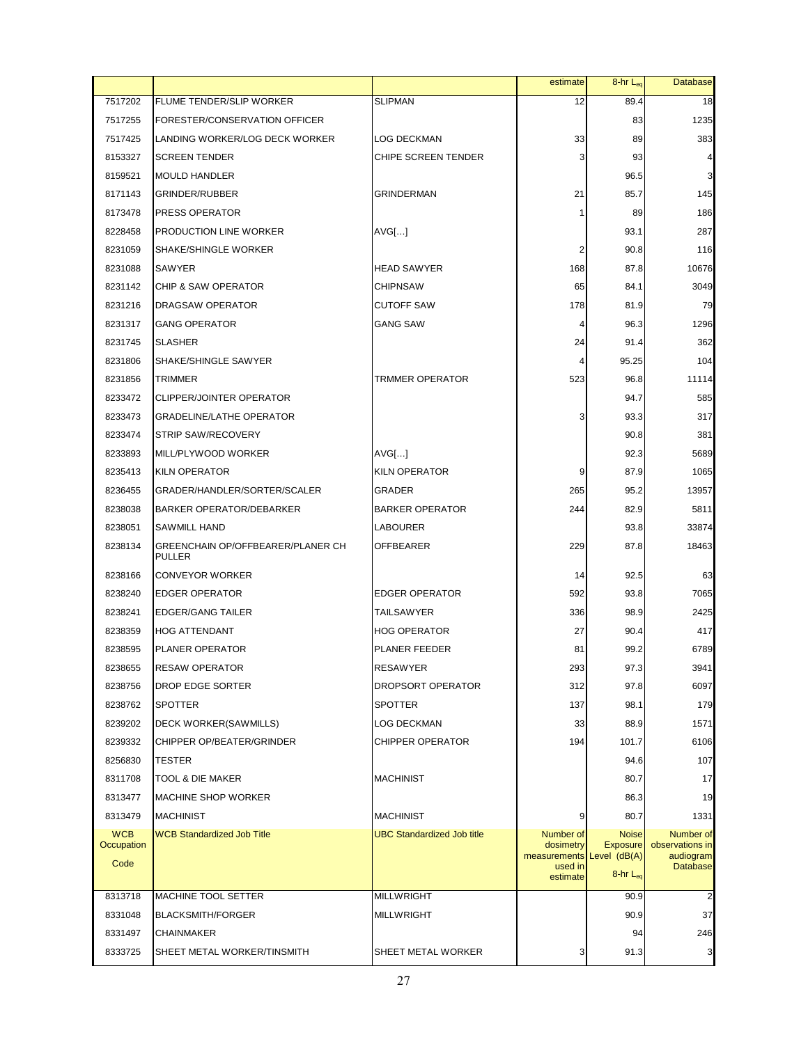| WCB Occupation Code | WCB Standardized Job Title | UBC Standardized Job title | Number of dosimetry measurements used in estimate | Noise Exposure Level (dB(A) 8-hr $L_{eq}$ | Number of observations in audiogram Database |
|---|---|---|---|---|---|
| 7517202 | FLUME TENDER/SLIP WORKER | SLIPMAN | 12 | 89.4 | 18 |
| 7517255 | FORESTER/CONSERVATION OFFICER | | | 83 | 1235 |
| 7517425 | LANDING WORKER/LOG DECK WORKER | LOG DECKMAN | 33 | 89 | 383 |
| 8153327 | SCREEN TENDER | CHIPE SCREEN TENDER | 3 | 93 | 4 |
| 8159521 | MOULD HANDLER | | | 96.5 | 3 |
| 8171143 | GRINDER/RUBBER | GRINDERMAN | 21 | 85.7 | 145 |
| 8173478 | PRESS OPERATOR | | 1 | 89 | 186 |
| 8228458 | PRODUCTION LINE WORKER | AVG[…] | | 93.1 | 287 |
| 8231059 | SHAKE/SHINGLE WORKER | | 2 | 90.8 | 116 |
| 8231088 | SAWYER | HEAD SAWYER | 168 | 87.8 | 10676 |
| 8231142 | CHIP & SAW OPERATOR | CHIPNSAW | 65 | 84.1 | 3049 |
| 8231216 | DRAGSAW OPERATOR | CUTOFF SAW | 178 | 81.9 | 79 |
| 8231317 | GANG OPERATOR | GANG SAW | 4 | 96.3 | 1296 |
| 8231745 | SLASHER | | 24 | 91.4 | 362 |
| 8231806 | SHAKE/SHINGLE SAWYER | | 4 | 95.25 | 104 |
| 8231856 | TRIMMER | TRMMER OPERATOR | 523 | 96.8 | 11114 |
| 8233472 | CLIPPER/JOINTER OPERATOR | | | 94.7 | 585 |
| 8233473 | GRADELINE/LATHE OPERATOR | | 3 | 93.3 | 317 |
| 8233474 | STRIP SAW/RECOVERY | | | 90.8 | 381 |
| 8233893 | MILL/PLYWOOD WORKER | AVG[…] | | 92.3 | 5689 |
| 8235413 | KILN OPERATOR | KILN OPERATOR | 9 | 87.9 | 1065 |
| 8236455 | GRADER/HANDLER/SORTER/SCALER | GRADER | 265 | 95.2 | 13957 |
| 8238038 | BARKER OPERATOR/DEBARKER | BARKER OPERATOR | 244 | 82.9 | 5811 |
| 8238051 | SAWMILL HAND | LABOURER | | 93.8 | 33874 |
| 8238134 | GREENCHAIN OP/OFFBEARER/PLANER CH PULLER | OFFBEARER | 229 | 87.8 | 18463 |
| 8238166 | CONVEYOR WORKER | | 14 | 92.5 | 63 |
| 8238240 | EDGER OPERATOR | EDGER OPERATOR | 592 | 93.8 | 7065 |
| 8238241 | EDGER/GANG TAILER | TAILSAWYER | 336 | 98.9 | 2425 |
| 8238359 | HOG ATTENDANT | HOG OPERATOR | 27 | 90.4 | 417 |
| 8238595 | PLANER OPERATOR | PLANER FEEDER | 81 | 99.2 | 6789 |
| 8238655 | RESAW OPERATOR | RESAWYER | 293 | 97.3 | 3941 |
| 8238756 | DROP EDGE SORTER | DROPSORT OPERATOR | 312 | 97.8 | 6097 |
| 8238762 | SPOTTER | SPOTTER | 137 | 98.1 | 179 |
| 8239202 | DECK WORKER(SAWMILLS) | LOG DECKMAN | 33 | 88.9 | 1571 |
| 8239332 | CHIPPER OP/BEATER/GRINDER | CHIPPER OPERATOR | 194 | 101.7 | 6106 |
| 8256830 | TESTER | | | 94.6 | 107 |
| 8311708 | TOOL & DIE MAKER | MACHINIST | | 80.7 | 17 |
| 8313477 | MACHINE SHOP WORKER | | | 86.3 | 19 |
| 8313479 | MACHINIST | MACHINIST | 9 | 80.7 | 1331 |
| 8313718 | MACHINE TOOL SETTER | MILLWRIGHT | | 90.9 | 2 |
| 8331048 | BLACKSMITH/FORGER | MILLWRIGHT | | 90.9 | 37 |
| 8331497 | CHAINMAKER | | | 94 | 246 |
| 8333725 | SHEET METAL WORKER/TINSMITH | SHEET METAL WORKER | 3 | 91.3 | 3 |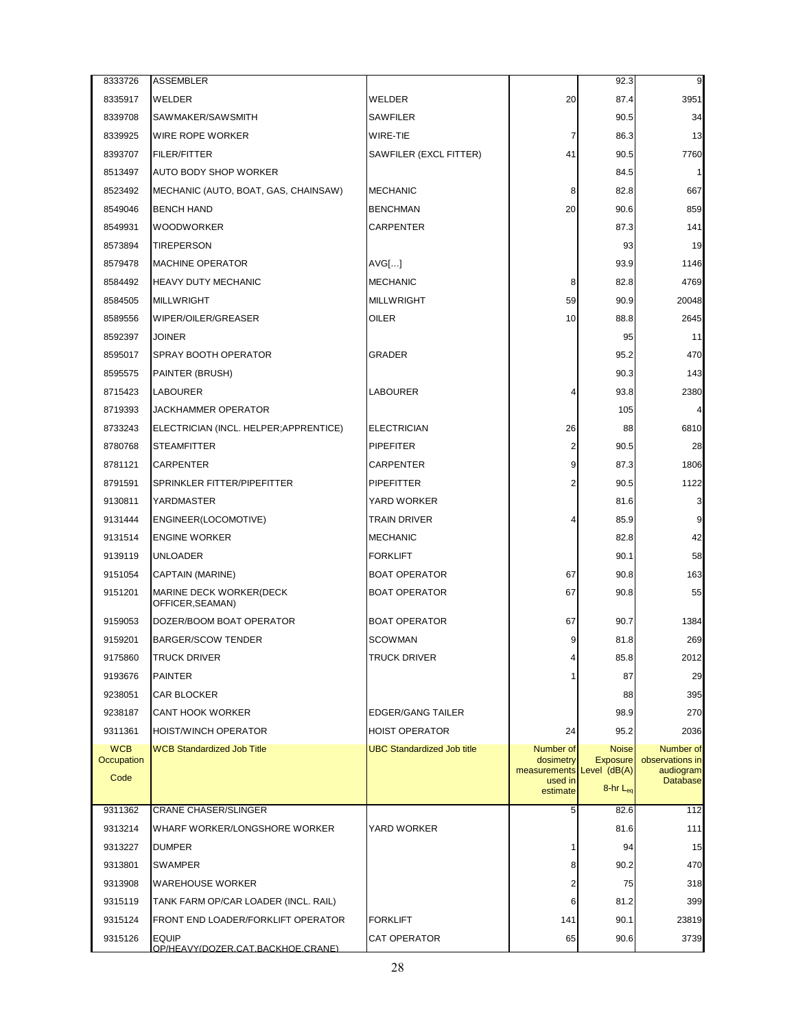| WCB Occupation Code | WCB Standardized Job Title | UBC Standardized Job title | Number of dosimetry measurements used in estimate | Noise Exposure Level (dB(A)) 8-hr $L_{eq}$ | Number of observations in audiogram Database |
|---|---|---|---|---|---|
| 8333726 | ASSEMBLER | | | 92.3 | 9 |
| 8335917 | WELDER | WELDER | 20 | 87.4 | 3951 |
| 8339708 | SAWMAKER/SAWSMITH | SAWFILER | | 90.5 | 34 |
| 8339925 | WIRE ROPE WORKER | WIRE-TIE | 7 | 86.3 | 13 |
| 8393707 | FILER/FITTER | SAWFILER (EXCL FITTER) | 41 | 90.5 | 7760 |
| 8513497 | AUTO BODY SHOP WORKER | | | 84.5 | 1 |
| 8523492 | MECHANIC (AUTO, BOAT, GAS, CHAINSAW) | MECHANIC | 8 | 82.8 | 667 |
| 8549046 | BENCH HAND | BENCHMAN | 20 | 90.6 | 859 |
| 8549931 | WOODWORKER | CARPENTER | | 87.3 | 141 |
| 8573894 | TIREPERSON | | | 93 | 19 |
| 8579478 | MACHINE OPERATOR | AVG[…] | | 93.9 | 1146 |
| 8584492 | HEAVY DUTY MECHANIC | MECHANIC | 8 | 82.8 | 4769 |
| 8584505 | MILLWRIGHT | MILLWRIGHT | 59 | 90.9 | 20048 |
| 8589556 | WIPER/OILER/GREASER | OILER | 10 | 88.8 | 2645 |
| 8592397 | JOINER | | | 95 | 11 |
| 8595017 | SPRAY BOOTH OPERATOR | GRADER | | 95.2 | 470 |
| 8595575 | PAINTER (BRUSH) | | | 90.3 | 143 |
| 8715423 | LABOURER | LABOURER | 4 | 93.8 | 2380 |
| 8719393 | JACKHAMMER OPERATOR | | | 105 | 4 |
| 8733243 | ELECTRICIAN (INCL. HELPER;APPRENTICE) | ELECTRICIAN | 26 | 88 | 6810 |
| 8780768 | STEAMFITTER | PIPEFITER | 2 | 90.5 | 28 |
| 8781121 | CARPENTER | CARPENTER | 9 | 87.3 | 1806 |
| 8791591 | SPRINKLER FITTER/PIPEFITTER | PIPEFITTER | 2 | 90.5 | 1122 |
| 9130811 | YARDMASTER | YARD WORKER | | 81.6 | 3 |
| 9131444 | ENGINEER(LOCOMOTIVE) | TRAIN DRIVER | 4 | 85.9 | 9 |
| 9131514 | ENGINE WORKER | MECHANIC | | 82.8 | 42 |
| 9139119 | UNLOADER | FORKLIFT | | 90.1 | 58 |
| 9151054 | CAPTAIN (MARINE) | BOAT OPERATOR | 67 | 90.8 | 163 |
| 9151201 | MARINE DECK WORKER(DECK OFFICER,SEAMAN) | BOAT OPERATOR | 67 | 90.8 | 55 |
| 9159053 | DOZER/BOOM BOAT OPERATOR | BOAT OPERATOR | 67 | 90.7 | 1384 |
| 9159201 | BARGER/SCOW TENDER | SCOWMAN | 9 | 81.8 | 269 |
| 9175860 | TRUCK DRIVER | TRUCK DRIVER | 4 | 85.8 | 2012 |
| 9193676 | PAINTER | | 1 | 87 | 29 |
| 9238051 | CAR BLOCKER | | | 88 | 395 |
| 9238187 | CANT HOOK WORKER | EDGER/GANG TAILER | | 98.9 | 270 |
| 9311361 | HOIST/WINCH OPERATOR | HOIST OPERATOR | 24 | 95.2 | 2036 |
| 9311362 | CRANE CHASER/SLINGER | | 5 | 82.6 | 112 |
| 9313214 | WHARF WORKER/LONGSHORE WORKER | YARD WORKER | | 81.6 | 111 |
| 9313227 | DUMPER | | 1 | 94 | 15 |
| 9313801 | SWAMPER | | 8 | 90.2 | 470 |
| 9313908 | WAREHOUSE WORKER | | 2 | 75 | 318 |
| 9315119 | TANK FARM OP/CAR LOADER (INCL. RAIL) | | 6 | 81.2 | 399 |
| 9315124 | FRONT END LOADER/FORKLIFT OPERATOR | FORKLIFT | 141 | 90.1 | 23819 |
| 9315126 | EQUIP OP/HEAVY(DOZER,CAT,BACKHOE,CRANE) | CAT OPERATOR | 65 | 90.6 | 3739 |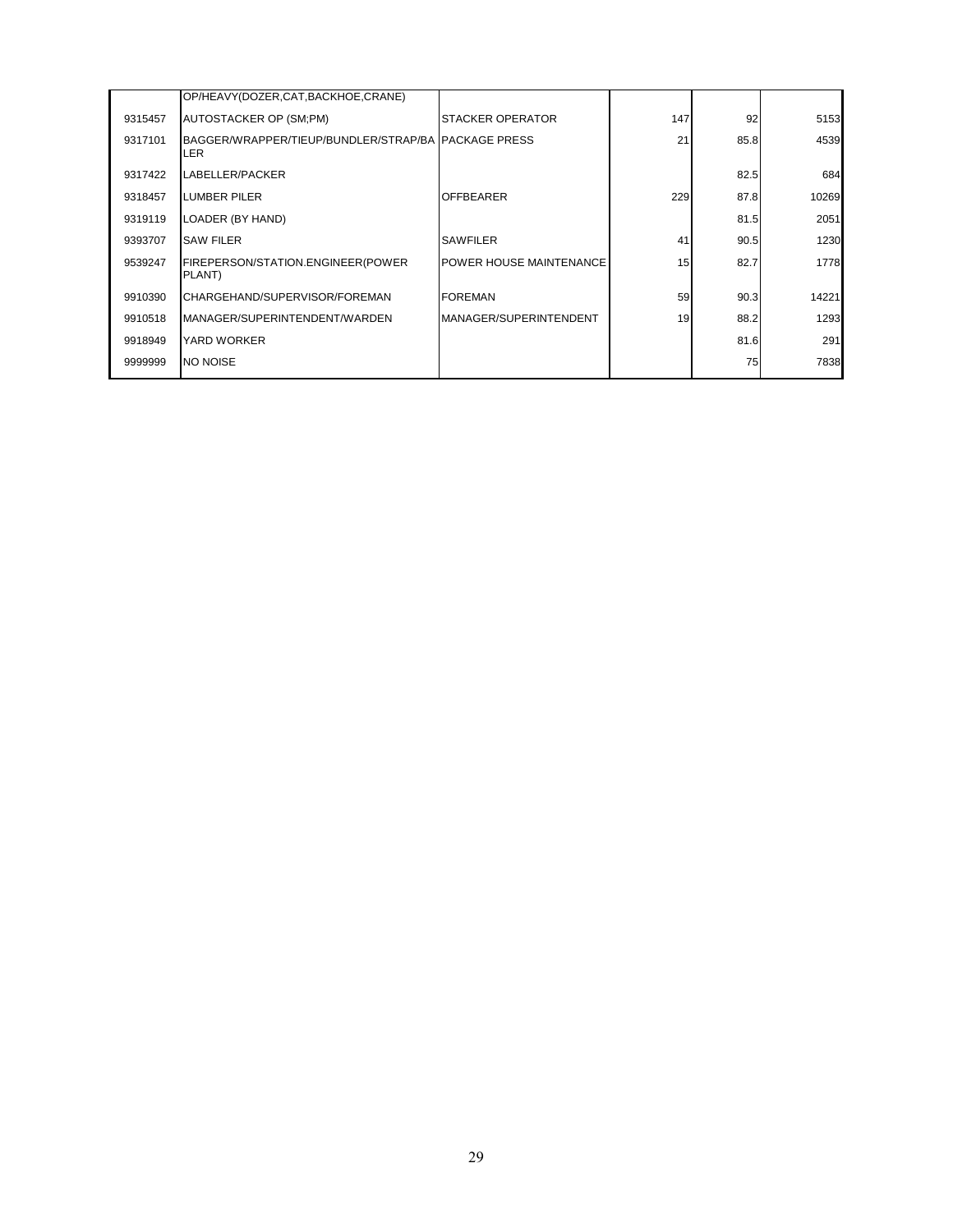| | | | | | |
|---|---|---|---|---|---|
| | OP/HEAVY(DOZER,CAT,BACKHOE,CRANE) | | | | |
| 9315457 | AUTOSTACKER OP (SM;PM) | STACKER OPERATOR | 147 | 92 | 5153 |
| 9317101 | BAGGER/WRAPPER/TIEUP/BUNDLER/STRAP/BALER | PACKAGE PRESS | 21 | 85.8 | 4539 |
| 9317422 | LABELLER/PACKER | | | 82.5 | 684 |
| 9318457 | LUMBER PILER | OFFBEARER | 229 | 87.8 | 10269 |
| 9319119 | LOADER (BY HAND) | | | 81.5 | 2051 |
| 9393707 | SAW FILER | SAWFILER | 41 | 90.5 | 1230 |
| 9539247 | FIREPERSON/STATION.ENGINEER(POWER PLANT) | POWER HOUSE MAINTENANCE | 15 | 82.7 | 1778 |
| 9910390 | CHARGEHAND/SUPERVISOR/FOREMAN | FOREMAN | 59 | 90.3 | 14221 |
| 9910518 | MANAGER/SUPERINTENDENT/WARDEN | MANAGER/SUPERINTENDENT | 19 | 88.2 | 1293 |
| 9918949 | YARD WORKER | | | 81.6 | 291 |
| 9999999 | NO NOISE | | | 75 | 7838 |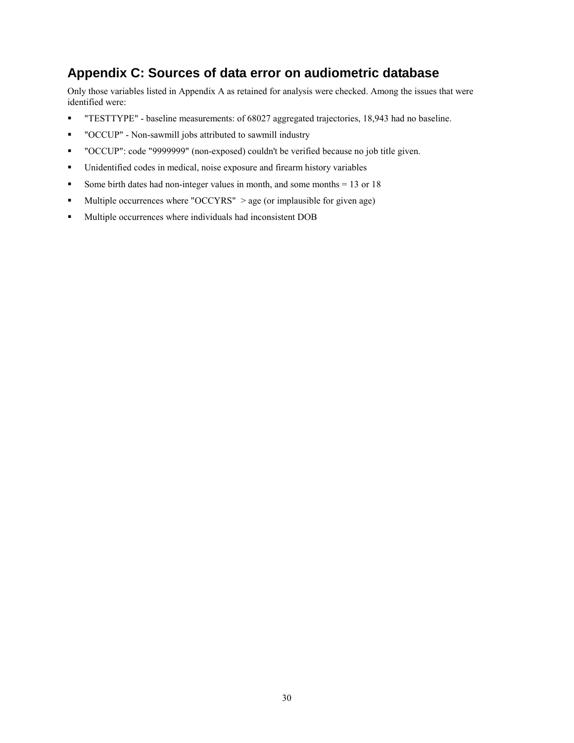## Appendix C: Sources of data error on audiometric database

Only those variables listed in Appendix A as retained for analysis were checked. Among the issues that were identified were:

- "TESTTYPE" - baseline measurements: of 68027 aggregated trajectories, 18,943 had no baseline.
- "OCCUP" - Non-sawmill jobs attributed to sawmill industry
- "OCCUP": code "9999999" (non-exposed) couldn't be verified because no job title given.
- Unidentified codes in medical, noise exposure and firearm history variables
- Some birth dates had non-integer values in month, and some months = 13 or 18
- Multiple occurrences where "OCCYRS" > age (or implausible for given age)
- Multiple occurrences where individuals had inconsistent DOB